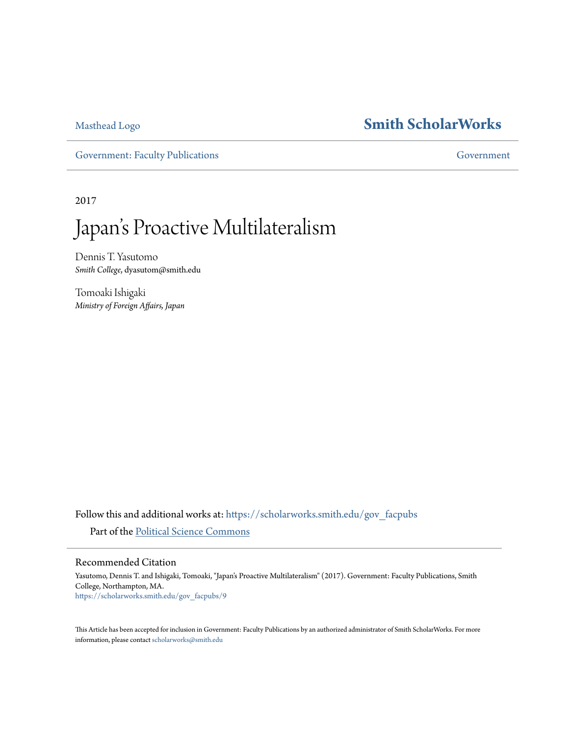Masthead Logo

**Smith ScholarWorks**

Government: Faculty Publications | Government

2017

# Japan's Proactive Multilateralism

Dennis T. Yasutomo
*Smith College*, dyasutom@smith.edu

Tomoaki Ishigaki
*Ministry of Foreign Affairs, Japan*

Follow this and additional works at: https://scholarworks.smith.edu/gov_facpubs

Part of the Political Science Commons

## Recommended Citation

Yasutomo, Dennis T. and Ishigaki, Tomoaki, "Japan's Proactive Multilateralism" (2017). Government: Faculty Publications, Smith College, Northampton, MA.
https://scholarworks.smith.edu/gov_facpubs/9

This Article has been accepted for inclusion in Government: Faculty Publications by an authorized administrator of Smith ScholarWorks. For more information, please contact scholarworks@smith.edu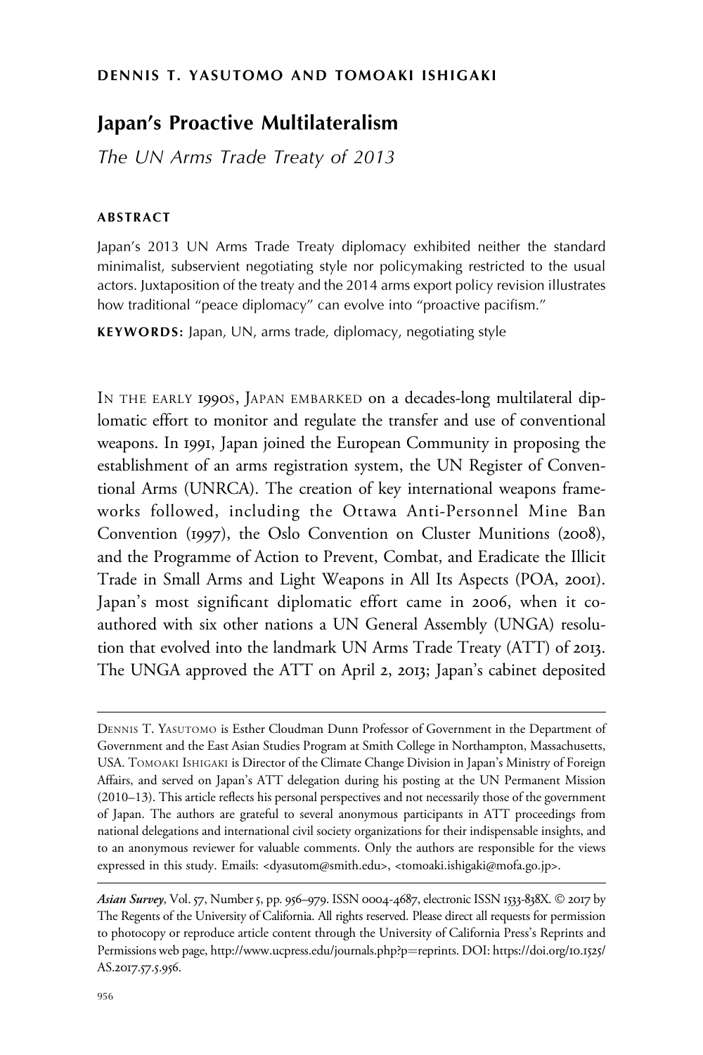DENNIS T. YASUTOMO AND TOMOAKI ISHIGAKI

# Japan's Proactive Multilateralism

*The UN Arms Trade Treaty of 2013*

## ABSTRACT

Japan's 2013 UN Arms Trade Treaty diplomacy exhibited neither the standard minimalist, subservient negotiating style nor policymaking restricted to the usual actors. Juxtaposition of the treaty and the 2014 arms export policy revision illustrates how traditional "peace diplomacy" can evolve into "proactive pacifism."

**KEYWORDS:** Japan, UN, arms trade, diplomacy, negotiating style

IN THE EARLY 1990S, JAPAN EMBARKED on a decades-long multilateral diplomatic effort to monitor and regulate the transfer and use of conventional weapons. In 1991, Japan joined the European Community in proposing the establishment of an arms registration system, the UN Register of Conventional Arms (UNRCA). The creation of key international weapons frameworks followed, including the Ottawa Anti-Personnel Mine Ban Convention (1997), the Oslo Convention on Cluster Munitions (2008), and the Programme of Action to Prevent, Combat, and Eradicate the Illicit Trade in Small Arms and Light Weapons in All Its Aspects (POA, 2001). Japan's most significant diplomatic effort came in 2006, when it co-authored with six other nations a UN General Assembly (UNGA) resolution that evolved into the landmark UN Arms Trade Treaty (ATT) of 2013. The UNGA approved the ATT on April 2, 2013; Japan's cabinet deposited

---

DENNIS T. YASUTOMO is Esther Cloudman Dunn Professor of Government in the Department of Government and the East Asian Studies Program at Smith College in Northampton, Massachusetts, USA. TOMOAKI ISHIGAKI is Director of the Climate Change Division in Japan's Ministry of Foreign Affairs, and served on Japan's ATT delegation during his posting at the UN Permanent Mission (2010–13). This article reflects his personal perspectives and not necessarily those of the government of Japan. The authors are grateful to several anonymous participants in ATT proceedings from national delegations and international civil society organizations for their indispensable insights, and to an anonymous reviewer for valuable comments. Only the authors are responsible for the views expressed in this study. Emails: <dyasutom@smith.edu>, <tomoaki.ishigaki@mofa.go.jp>.

*Asian Survey*, Vol. 57, Number 5, pp. 956–979. ISSN 0004-4687, electronic ISSN 1533-838X. © 2017 by The Regents of the University of California. All rights reserved. Please direct all requests for permission to photocopy or reproduce article content through the University of California Press's Reprints and Permissions web page, http://www.ucpress.edu/journals.php?p=reprints. DOI: https://doi.org/10.1525/AS.2017.57.5.956.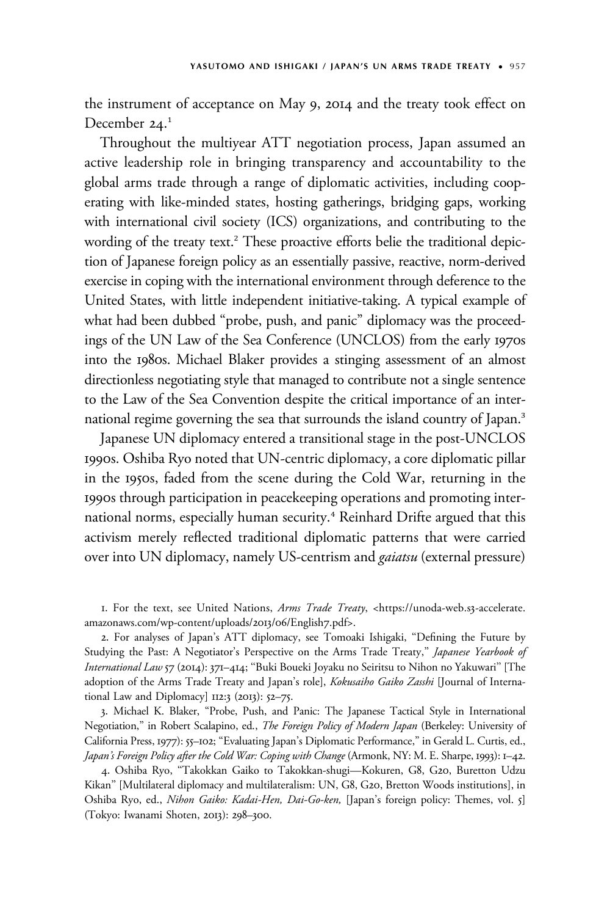the instrument of acceptance on May 9, 2014 and the treaty took effect on December 24.[1]

Throughout the multiyear ATT negotiation process, Japan assumed an active leadership role in bringing transparency and accountability to the global arms trade through a range of diplomatic activities, including cooperating with like-minded states, hosting gatherings, bridging gaps, working with international civil society (ICS) organizations, and contributing to the wording of the treaty text.[2] These proactive efforts belie the traditional depiction of Japanese foreign policy as an essentially passive, reactive, norm-derived exercise in coping with the international environment through deference to the United States, with little independent initiative-taking. A typical example of what had been dubbed "probe, push, and panic" diplomacy was the proceedings of the UN Law of the Sea Conference (UNCLOS) from the early 1970s into the 1980s. Michael Blaker provides a stinging assessment of an almost directionless negotiating style that managed to contribute not a single sentence to the Law of the Sea Convention despite the critical importance of an international regime governing the sea that surrounds the island country of Japan.[3]

Japanese UN diplomacy entered a transitional stage in the post-UNCLOS 1990s. Oshiba Ryo noted that UN-centric diplomacy, a core diplomatic pillar in the 1950s, faded from the scene during the Cold War, returning in the 1990s through participation in peacekeeping operations and promoting international norms, especially human security.[4] Reinhard Drifte argued that this activism merely reflected traditional diplomatic patterns that were carried over into UN diplomacy, namely US-centrism and *gaiatsu* (external pressure)

1. For the text, see United Nations, *Arms Trade Treaty*, <https://unoda-web.s3-accelerate.amazonaws.com/wp-content/uploads/2013/06/English7.pdf>.

2. For analyses of Japan's ATT diplomacy, see Tomoaki Ishigaki, "Defining the Future by Studying the Past: A Negotiator's Perspective on the Arms Trade Treaty," *Japanese Yearbook of International Law* 57 (2014): 371–414; "Buki Boueki Joyaku no Seiritsu to Nihon no Yakuwari" [The adoption of the Arms Trade Treaty and Japan's role], *Kokusaiho Gaiko Zasshi* [Journal of International Law and Diplomacy] 112:3 (2013): 52–75.

3. Michael K. Blaker, "Probe, Push, and Panic: The Japanese Tactical Style in International Negotiation," in Robert Scalapino, ed., *The Foreign Policy of Modern Japan* (Berkeley: University of California Press, 1977): 55–102; "Evaluating Japan's Diplomatic Performance," in Gerald L. Curtis, ed., *Japan's Foreign Policy after the Cold War: Coping with Change* (Armonk, NY: M. E. Sharpe, 1993): 1–42.

4. Oshiba Ryo, "Takokkan Gaiko to Takokkan-shugi—Kokuren, G8, G20, Buretton Udzu Kikan" [Multilateral diplomacy and multilateralism: UN, G8, G20, Bretton Woods institutions], in Oshiba Ryo, ed., *Nihon Gaiko: Kadai-Hen, Dai-Go-ken,* [Japan's foreign policy: Themes, vol. 5] (Tokyo: Iwanami Shoten, 2013): 298–300.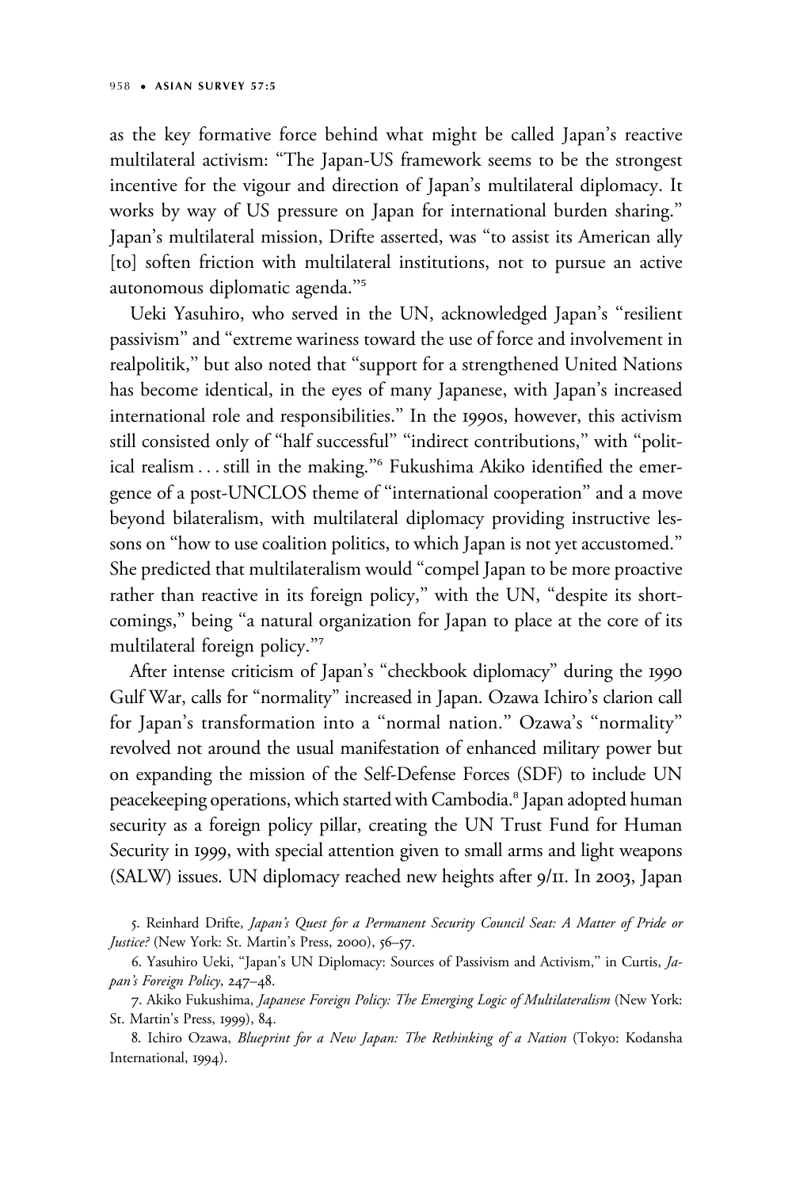as the key formative force behind what might be called Japan's reactive multilateral activism: "The Japan-US framework seems to be the strongest incentive for the vigour and direction of Japan's multilateral diplomacy. It works by way of US pressure on Japan for international burden sharing." Japan's multilateral mission, Drifte asserted, was "to assist its American ally [to] soften friction with multilateral institutions, not to pursue an active autonomous diplomatic agenda."[5]

Ueki Yasuhiro, who served in the UN, acknowledged Japan's "resilient passivism" and "extreme wariness toward the use of force and involvement in realpolitik," but also noted that "support for a strengthened United Nations has become identical, in the eyes of many Japanese, with Japan's increased international role and responsibilities." In the 1990s, however, this activism still consisted only of "half successful" "indirect contributions," with "political realism . . . still in the making."[6] Fukushima Akiko identified the emergence of a post-UNCLOS theme of "international cooperation" and a move beyond bilateralism, with multilateral diplomacy providing instructive lessons on "how to use coalition politics, to which Japan is not yet accustomed." She predicted that multilateralism would "compel Japan to be more proactive rather than reactive in its foreign policy," with the UN, "despite its shortcomings," being "a natural organization for Japan to place at the core of its multilateral foreign policy."[7]

After intense criticism of Japan's "checkbook diplomacy" during the 1990 Gulf War, calls for "normality" increased in Japan. Ozawa Ichiro's clarion call for Japan's transformation into a "normal nation." Ozawa's "normality" revolved not around the usual manifestation of enhanced military power but on expanding the mission of the Self-Defense Forces (SDF) to include UN peacekeeping operations, which started with Cambodia.[8] Japan adopted human security as a foreign policy pillar, creating the UN Trust Fund for Human Security in 1999, with special attention given to small arms and light weapons (SALW) issues. UN diplomacy reached new heights after 9/11. In 2003, Japan

5. Reinhard Drifte, *Japan's Quest for a Permanent Security Council Seat: A Matter of Pride or Justice?* (New York: St. Martin's Press, 2000), 56–57.

6. Yasuhiro Ueki, "Japan's UN Diplomacy: Sources of Passivism and Activism," in Curtis, *Japan's Foreign Policy*, 247–48.

7. Akiko Fukushima, *Japanese Foreign Policy: The Emerging Logic of Multilateralism* (New York: St. Martin's Press, 1999), 84.

8. Ichiro Ozawa, *Blueprint for a New Japan: The Rethinking of a Nation* (Tokyo: Kodansha International, 1994).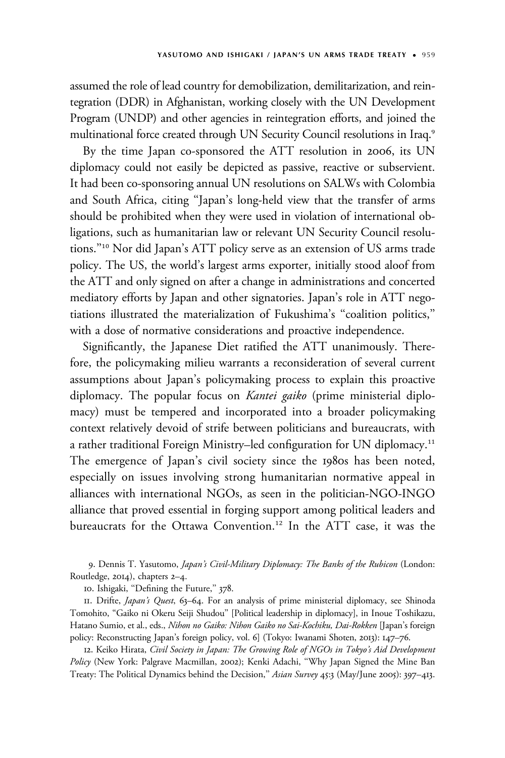assumed the role of lead country for demobilization, demilitarization, and reintegration (DDR) in Afghanistan, working closely with the UN Development Program (UNDP) and other agencies in reintegration efforts, and joined the multinational force created through UN Security Council resolutions in Iraq.[9]

By the time Japan co-sponsored the ATT resolution in 2006, its UN diplomacy could not easily be depicted as passive, reactive or subservient. It had been co-sponsoring annual UN resolutions on SALWs with Colombia and South Africa, citing "Japan's long-held view that the transfer of arms should be prohibited when they were used in violation of international obligations, such as humanitarian law or relevant UN Security Council resolutions."[10] Nor did Japan's ATT policy serve as an extension of US arms trade policy. The US, the world's largest arms exporter, initially stood aloof from the ATT and only signed on after a change in administrations and concerted mediatory efforts by Japan and other signatories. Japan's role in ATT negotiations illustrated the materialization of Fukushima's "coalition politics," with a dose of normative considerations and proactive independence.

Significantly, the Japanese Diet ratified the ATT unanimously. Therefore, the policymaking milieu warrants a reconsideration of several current assumptions about Japan's policymaking process to explain this proactive diplomacy. The popular focus on *Kantei gaiko* (prime ministerial diplomacy) must be tempered and incorporated into a broader policymaking context relatively devoid of strife between politicians and bureaucrats, with a rather traditional Foreign Ministry–led configuration for UN diplomacy.[11] The emergence of Japan's civil society since the 1980s has been noted, especially on issues involving strong humanitarian normative appeal in alliances with international NGOs, as seen in the politician-NGO-INGO alliance that proved essential in forging support among political leaders and bureaucrats for the Ottawa Convention.[12] In the ATT case, it was the

9. Dennis T. Yasutomo, *Japan's Civil-Military Diplomacy: The Banks of the Rubicon* (London: Routledge, 2014), chapters 2–4.

10. Ishigaki, "Defining the Future," 378.

11. Drifte, *Japan's Quest*, 63–64. For an analysis of prime ministerial diplomacy, see Shinoda Tomohito, "Gaiko ni Okeru Seiji Shudou" [Political leadership in diplomacy], in Inoue Toshikazu, Hatano Sumio, et al., eds., *Nihon no Gaiko: Nihon Gaiko no Sai-Kochiku, Dai-Rokken* [Japan's foreign policy: Reconstructing Japan's foreign policy, vol. 6] (Tokyo: Iwanami Shoten, 2013): 147–76.

12. Keiko Hirata, *Civil Society in Japan: The Growing Role of NGOs in Tokyo's Aid Development Policy* (New York: Palgrave Macmillan, 2002); Kenki Adachi, "Why Japan Signed the Mine Ban Treaty: The Political Dynamics behind the Decision," *Asian Survey* 45:3 (May/June 2005): 397–413.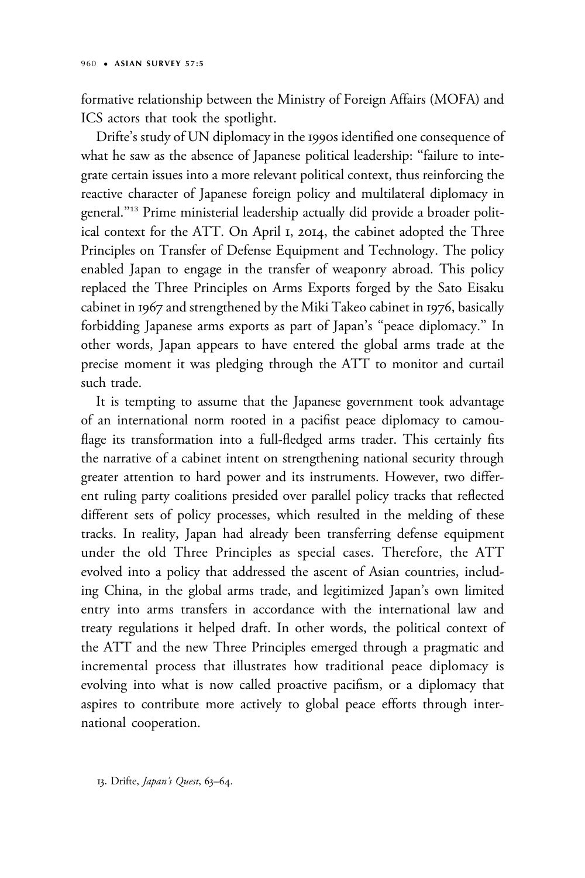formative relationship between the Ministry of Foreign Affairs (MOFA) and ICS actors that took the spotlight.

Drifte's study of UN diplomacy in the 1990s identified one consequence of what he saw as the absence of Japanese political leadership: "failure to integrate certain issues into a more relevant political context, thus reinforcing the reactive character of Japanese foreign policy and multilateral diplomacy in general."[13] Prime ministerial leadership actually did provide a broader political context for the ATT. On April 1, 2014, the cabinet adopted the Three Principles on Transfer of Defense Equipment and Technology. The policy enabled Japan to engage in the transfer of weaponry abroad. This policy replaced the Three Principles on Arms Exports forged by the Sato Eisaku cabinet in 1967 and strengthened by the Miki Takeo cabinet in 1976, basically forbidding Japanese arms exports as part of Japan's "peace diplomacy." In other words, Japan appears to have entered the global arms trade at the precise moment it was pledging through the ATT to monitor and curtail such trade.

It is tempting to assume that the Japanese government took advantage of an international norm rooted in a pacifist peace diplomacy to camouflage its transformation into a full-fledged arms trader. This certainly fits the narrative of a cabinet intent on strengthening national security through greater attention to hard power and its instruments. However, two different ruling party coalitions presided over parallel policy tracks that reflected different sets of policy processes, which resulted in the melding of these tracks. In reality, Japan had already been transferring defense equipment under the old Three Principles as special cases. Therefore, the ATT evolved into a policy that addressed the ascent of Asian countries, including China, in the global arms trade, and legitimized Japan's own limited entry into arms transfers in accordance with the international law and treaty regulations it helped draft. In other words, the political context of the ATT and the new Three Principles emerged through a pragmatic and incremental process that illustrates how traditional peace diplomacy is evolving into what is now called proactive pacifism, or a diplomacy that aspires to contribute more actively to global peace efforts through international cooperation.

13. Drifte, *Japan's Quest*, 63–64.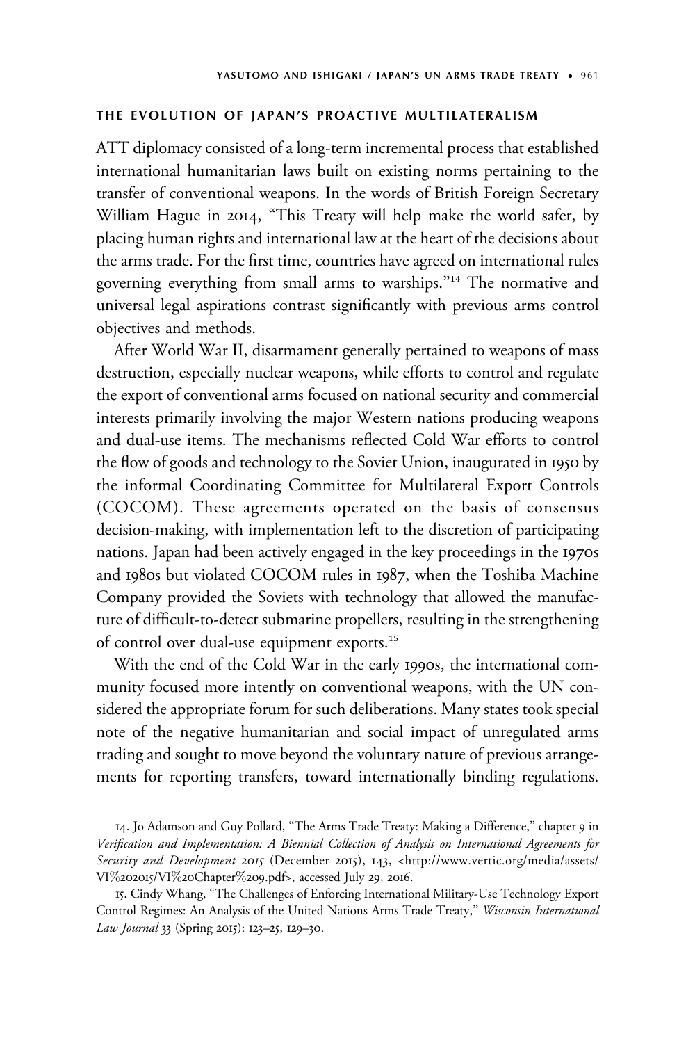## THE EVOLUTION OF JAPAN'S PROACTIVE MULTILATERALISM

ATT diplomacy consisted of a long-term incremental process that established international humanitarian laws built on existing norms pertaining to the transfer of conventional weapons. In the words of British Foreign Secretary William Hague in 2014, "This Treaty will help make the world safer, by placing human rights and international law at the heart of the decisions about the arms trade. For the first time, countries have agreed on international rules governing everything from small arms to warships."[14] The normative and universal legal aspirations contrast significantly with previous arms control objectives and methods.

After World War II, disarmament generally pertained to weapons of mass destruction, especially nuclear weapons, while efforts to control and regulate the export of conventional arms focused on national security and commercial interests primarily involving the major Western nations producing weapons and dual-use items. The mechanisms reflected Cold War efforts to control the flow of goods and technology to the Soviet Union, inaugurated in 1950 by the informal Coordinating Committee for Multilateral Export Controls (COCOM). These agreements operated on the basis of consensus decision-making, with implementation left to the discretion of participating nations. Japan had been actively engaged in the key proceedings in the 1970s and 1980s but violated COCOM rules in 1987, when the Toshiba Machine Company provided the Soviets with technology that allowed the manufacture of difficult-to-detect submarine propellers, resulting in the strengthening of control over dual-use equipment exports.[15]

With the end of the Cold War in the early 1990s, the international community focused more intently on conventional weapons, with the UN considered the appropriate forum for such deliberations. Many states took special note of the negative humanitarian and social impact of unregulated arms trading and sought to move beyond the voluntary nature of previous arrangements for reporting transfers, toward internationally binding regulations.

14. Jo Adamson and Guy Pollard, "The Arms Trade Treaty: Making a Difference," chapter 9 in *Verification and Implementation: A Biennial Collection of Analysis on International Agreements for Security and Development 2015* (December 2015), 143, <http://www.vertic.org/media/assets/VI%202015/VI%20Chapter%209.pdf>, accessed July 29, 2016.

15. Cindy Whang, "The Challenges of Enforcing International Military-Use Technology Export Control Regimes: An Analysis of the United Nations Arms Trade Treaty," *Wisconsin International Law Journal* 33 (Spring 2015): 123–25, 129–30.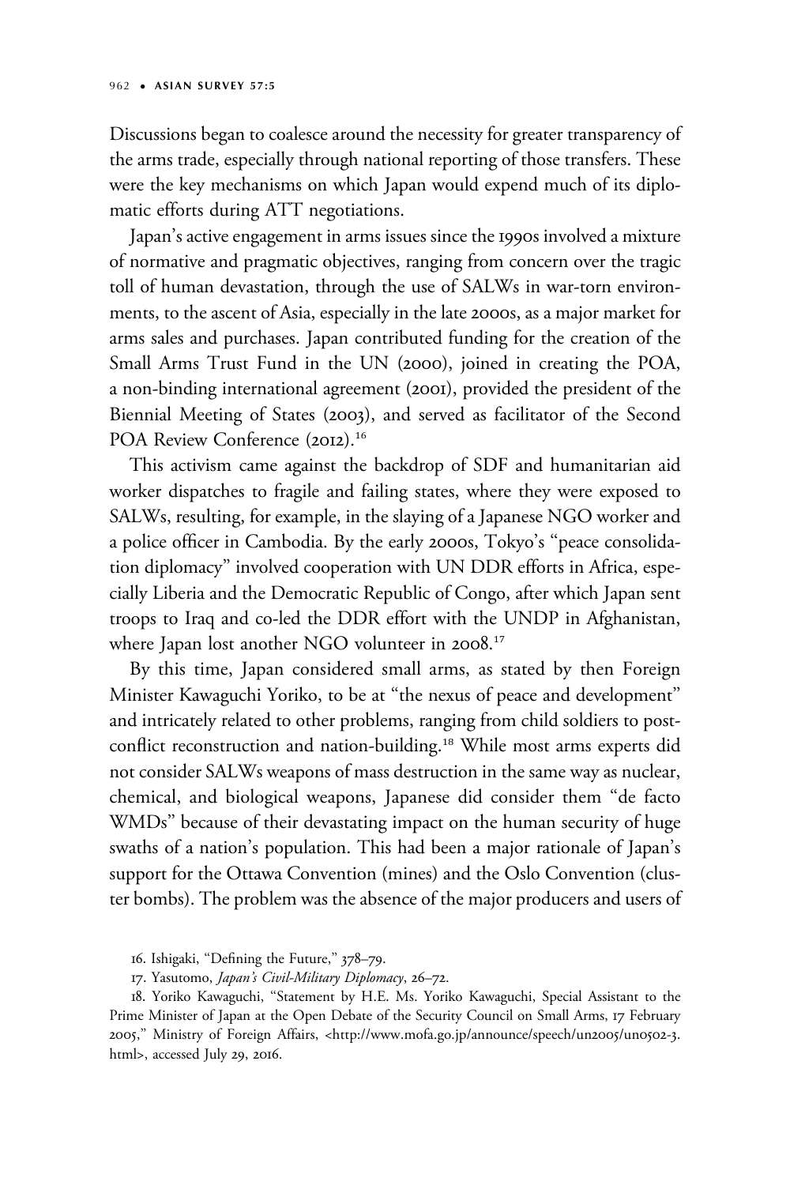Discussions began to coalesce around the necessity for greater transparency of the arms trade, especially through national reporting of those transfers. These were the key mechanisms on which Japan would expend much of its diplomatic efforts during ATT negotiations.

Japan's active engagement in arms issues since the 1990s involved a mixture of normative and pragmatic objectives, ranging from concern over the tragic toll of human devastation, through the use of SALWs in war-torn environments, to the ascent of Asia, especially in the late 2000s, as a major market for arms sales and purchases. Japan contributed funding for the creation of the Small Arms Trust Fund in the UN (2000), joined in creating the POA, a non-binding international agreement (2001), provided the president of the Biennial Meeting of States (2003), and served as facilitator of the Second POA Review Conference (2012).[16]

This activism came against the backdrop of SDF and humanitarian aid worker dispatches to fragile and failing states, where they were exposed to SALWs, resulting, for example, in the slaying of a Japanese NGO worker and a police officer in Cambodia. By the early 2000s, Tokyo's "peace consolidation diplomacy" involved cooperation with UN DDR efforts in Africa, especially Liberia and the Democratic Republic of Congo, after which Japan sent troops to Iraq and co-led the DDR effort with the UNDP in Afghanistan, where Japan lost another NGO volunteer in 2008.[17]

By this time, Japan considered small arms, as stated by then Foreign Minister Kawaguchi Yoriko, to be at "the nexus of peace and development" and intricately related to other problems, ranging from child soldiers to post-conflict reconstruction and nation-building.[18] While most arms experts did not consider SALWs weapons of mass destruction in the same way as nuclear, chemical, and biological weapons, Japanese did consider them "de facto WMDs" because of their devastating impact on the human security of huge swaths of a nation's population. This had been a major rationale of Japan's support for the Ottawa Convention (mines) and the Oslo Convention (cluster bombs). The problem was the absence of the major producers and users of

16. Ishigaki, "Defining the Future," 378–79.

17. Yasutomo, *Japan's Civil-Military Diplomacy*, 26–72.

18. Yoriko Kawaguchi, "Statement by H.E. Ms. Yoriko Kawaguchi, Special Assistant to the Prime Minister of Japan at the Open Debate of the Security Council on Small Arms, 17 February 2005," Ministry of Foreign Affairs, <http://www.mofa.go.jp/announce/speech/un2005/un0502-3.html>, accessed July 29, 2016.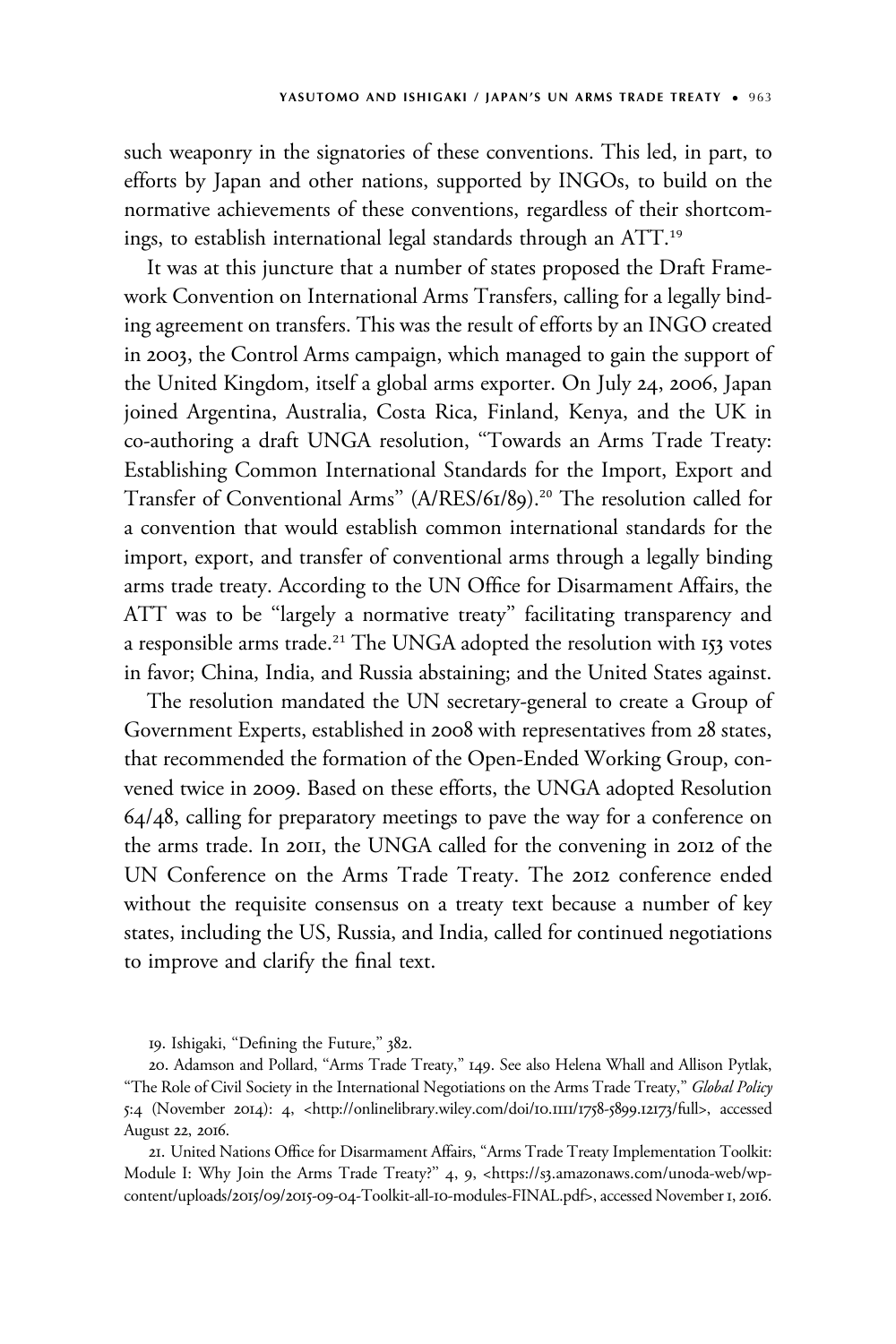such weaponry in the signatories of these conventions. This led, in part, to efforts by Japan and other nations, supported by INGOs, to build on the normative achievements of these conventions, regardless of their shortcomings, to establish international legal standards through an ATT.[19]

It was at this juncture that a number of states proposed the Draft Framework Convention on International Arms Transfers, calling for a legally binding agreement on transfers. This was the result of efforts by an INGO created in 2003, the Control Arms campaign, which managed to gain the support of the United Kingdom, itself a global arms exporter. On July 24, 2006, Japan joined Argentina, Australia, Costa Rica, Finland, Kenya, and the UK in co-authoring a draft UNGA resolution, "Towards an Arms Trade Treaty: Establishing Common International Standards for the Import, Export and Transfer of Conventional Arms" (A/RES/61/89).[20] The resolution called for a convention that would establish common international standards for the import, export, and transfer of conventional arms through a legally binding arms trade treaty. According to the UN Office for Disarmament Affairs, the ATT was to be "largely a normative treaty" facilitating transparency and a responsible arms trade.[21] The UNGA adopted the resolution with 153 votes in favor; China, India, and Russia abstaining; and the United States against.

The resolution mandated the UN secretary-general to create a Group of Government Experts, established in 2008 with representatives from 28 states, that recommended the formation of the Open-Ended Working Group, convened twice in 2009. Based on these efforts, the UNGA adopted Resolution 64/48, calling for preparatory meetings to pave the way for a conference on the arms trade. In 2011, the UNGA called for the convening in 2012 of the UN Conference on the Arms Trade Treaty. The 2012 conference ended without the requisite consensus on a treaty text because a number of key states, including the US, Russia, and India, called for continued negotiations to improve and clarify the final text.

19. Ishigaki, "Defining the Future," 382.

20. Adamson and Pollard, "Arms Trade Treaty," 149. See also Helena Whall and Allison Pytlak, "The Role of Civil Society in the International Negotiations on the Arms Trade Treaty," *Global Policy* 5:4 (November 2014): 4, <http://onlinelibrary.wiley.com/doi/10.1111/1758-5899.12173/full>, accessed August 22, 2016.

21. United Nations Office for Disarmament Affairs, "Arms Trade Treaty Implementation Toolkit: Module I: Why Join the Arms Trade Treaty?" 4, 9, <https://s3.amazonaws.com/unoda-web/wp-content/uploads/2015/09/2015-09-04-Toolkit-all-10-modules-FINAL.pdf>, accessed November 1, 2016.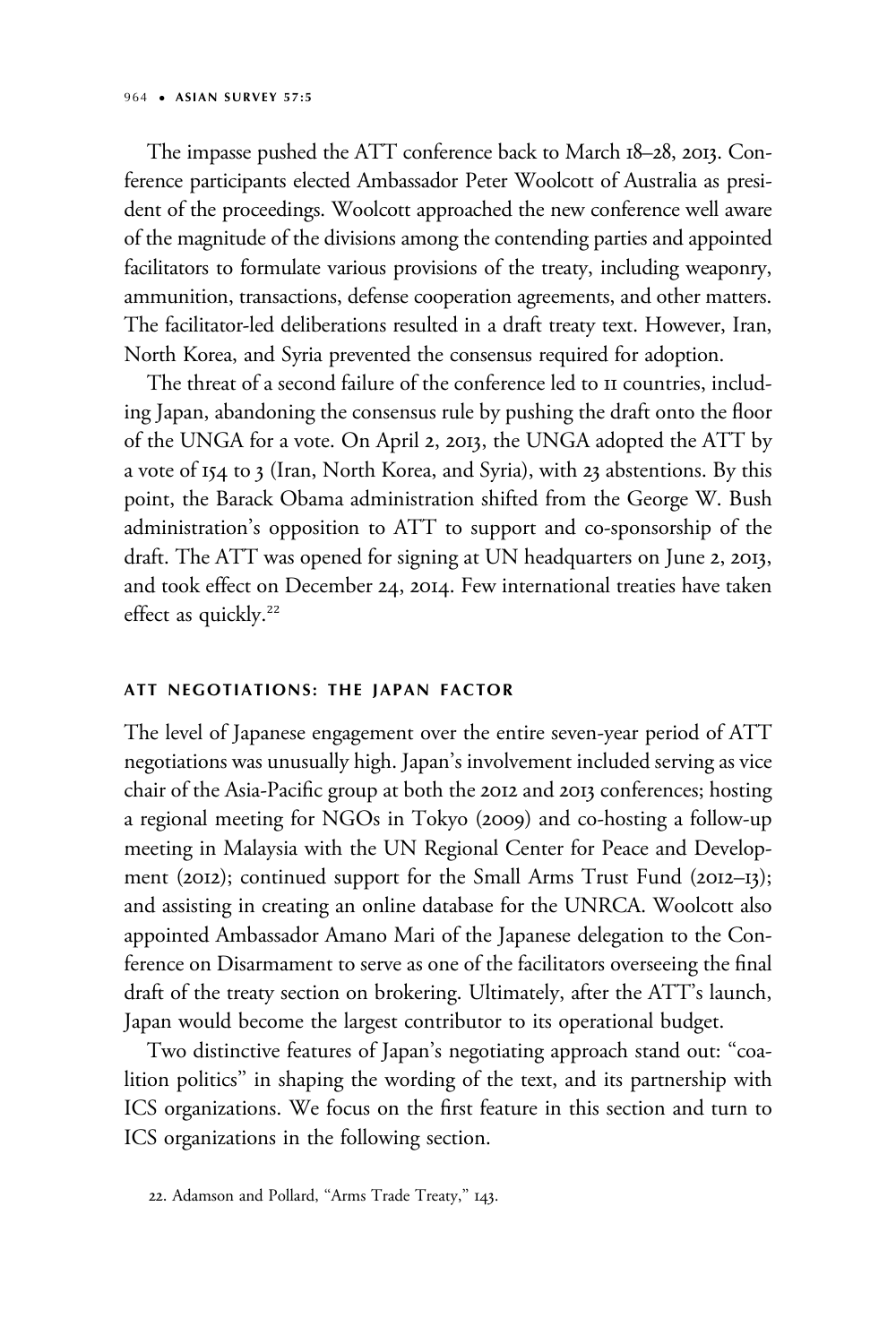The impasse pushed the ATT conference back to March 18–28, 2013. Conference participants elected Ambassador Peter Woolcott of Australia as president of the proceedings. Woolcott approached the new conference well aware of the magnitude of the divisions among the contending parties and appointed facilitators to formulate various provisions of the treaty, including weaponry, ammunition, transactions, defense cooperation agreements, and other matters. The facilitator-led deliberations resulted in a draft treaty text. However, Iran, North Korea, and Syria prevented the consensus required for adoption.

The threat of a second failure of the conference led to 11 countries, including Japan, abandoning the consensus rule by pushing the draft onto the floor of the UNGA for a vote. On April 2, 2013, the UNGA adopted the ATT by a vote of 154 to 3 (Iran, North Korea, and Syria), with 23 abstentions. By this point, the Barack Obama administration shifted from the George W. Bush administration's opposition to ATT to support and co-sponsorship of the draft. The ATT was opened for signing at UN headquarters on June 2, 2013, and took effect on December 24, 2014. Few international treaties have taken effect as quickly.[22]

### ATT NEGOTIATIONS: THE JAPAN FACTOR

The level of Japanese engagement over the entire seven-year period of ATT negotiations was unusually high. Japan's involvement included serving as vice chair of the Asia-Pacific group at both the 2012 and 2013 conferences; hosting a regional meeting for NGOs in Tokyo (2009) and co-hosting a follow-up meeting in Malaysia with the UN Regional Center for Peace and Development (2012); continued support for the Small Arms Trust Fund (2012–13); and assisting in creating an online database for the UNRCA. Woolcott also appointed Ambassador Amano Mari of the Japanese delegation to the Conference on Disarmament to serve as one of the facilitators overseeing the final draft of the treaty section on brokering. Ultimately, after the ATT's launch, Japan would become the largest contributor to its operational budget.

Two distinctive features of Japan's negotiating approach stand out: "coalition politics" in shaping the wording of the text, and its partnership with ICS organizations. We focus on the first feature in this section and turn to ICS organizations in the following section.

22. Adamson and Pollard, "Arms Trade Treaty," 143.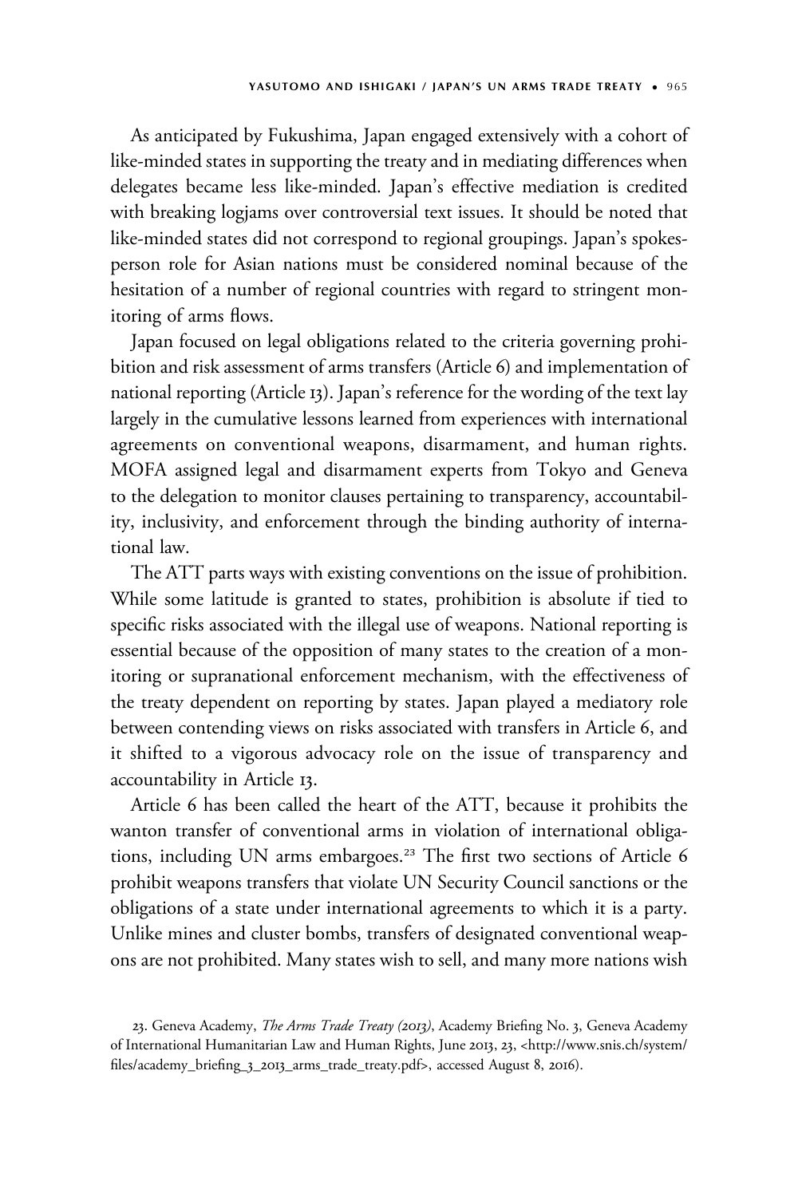As anticipated by Fukushima, Japan engaged extensively with a cohort of like-minded states in supporting the treaty and in mediating differences when delegates became less like-minded. Japan's effective mediation is credited with breaking logjams over controversial text issues. It should be noted that like-minded states did not correspond to regional groupings. Japan's spokesperson role for Asian nations must be considered nominal because of the hesitation of a number of regional countries with regard to stringent monitoring of arms flows.

Japan focused on legal obligations related to the criteria governing prohibition and risk assessment of arms transfers (Article 6) and implementation of national reporting (Article 13). Japan's reference for the wording of the text lay largely in the cumulative lessons learned from experiences with international agreements on conventional weapons, disarmament, and human rights. MOFA assigned legal and disarmament experts from Tokyo and Geneva to the delegation to monitor clauses pertaining to transparency, accountability, inclusivity, and enforcement through the binding authority of international law.

The ATT parts ways with existing conventions on the issue of prohibition. While some latitude is granted to states, prohibition is absolute if tied to specific risks associated with the illegal use of weapons. National reporting is essential because of the opposition of many states to the creation of a monitoring or supranational enforcement mechanism, with the effectiveness of the treaty dependent on reporting by states. Japan played a mediatory role between contending views on risks associated with transfers in Article 6, and it shifted to a vigorous advocacy role on the issue of transparency and accountability in Article 13.

Article 6 has been called the heart of the ATT, because it prohibits the wanton transfer of conventional arms in violation of international obligations, including UN arms embargoes.[23] The first two sections of Article 6 prohibit weapons transfers that violate UN Security Council sanctions or the obligations of a state under international agreements to which it is a party. Unlike mines and cluster bombs, transfers of designated conventional weapons are not prohibited. Many states wish to sell, and many more nations wish

23. Geneva Academy, *The Arms Trade Treaty (2013)*, Academy Briefing No. 3, Geneva Academy of International Humanitarian Law and Human Rights, June 2013, 23, <http://www.snis.ch/system/files/academy_briefing_3_2013_arms_trade_treaty.pdf>, accessed August 8, 2016).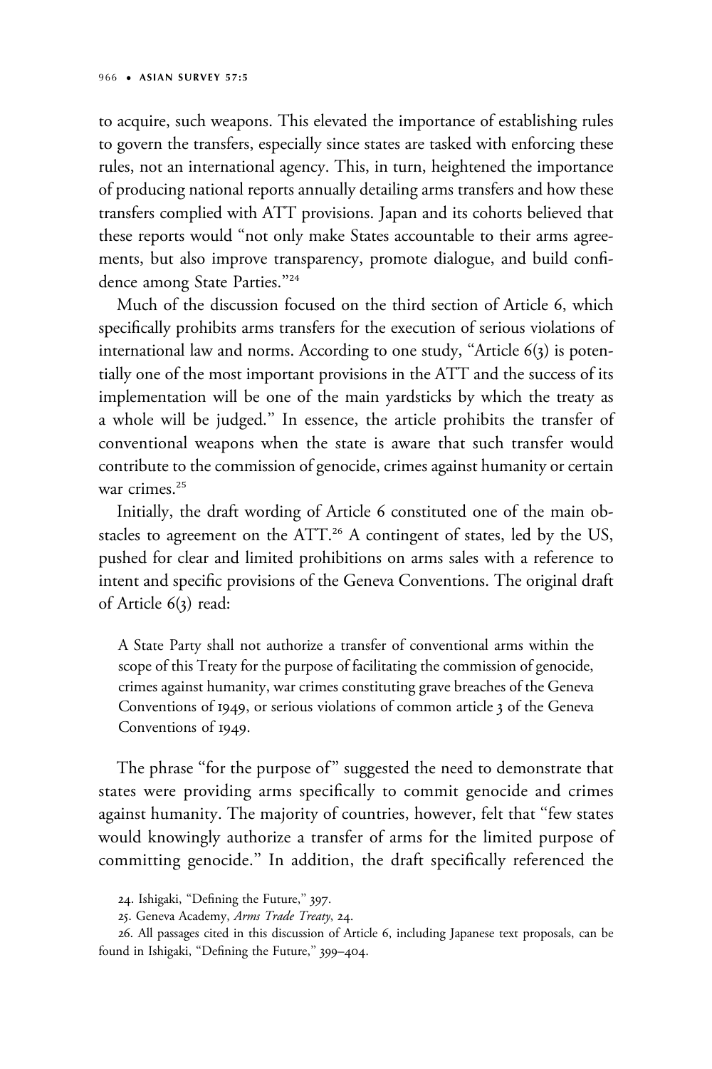to acquire, such weapons. This elevated the importance of establishing rules to govern the transfers, especially since states are tasked with enforcing these rules, not an international agency. This, in turn, heightened the importance of producing national reports annually detailing arms transfers and how these transfers complied with ATT provisions. Japan and its cohorts believed that these reports would "not only make States accountable to their arms agreements, but also improve transparency, promote dialogue, and build confidence among State Parties."[24]

Much of the discussion focused on the third section of Article 6, which specifically prohibits arms transfers for the execution of serious violations of international law and norms. According to one study, "Article 6(3) is potentially one of the most important provisions in the ATT and the success of its implementation will be one of the main yardsticks by which the treaty as a whole will be judged." In essence, the article prohibits the transfer of conventional weapons when the state is aware that such transfer would contribute to the commission of genocide, crimes against humanity or certain war crimes.[25]

Initially, the draft wording of Article 6 constituted one of the main obstacles to agreement on the ATT.[26] A contingent of states, led by the US, pushed for clear and limited prohibitions on arms sales with a reference to intent and specific provisions of the Geneva Conventions. The original draft of Article 6(3) read:

> A State Party shall not authorize a transfer of conventional arms within the scope of this Treaty for the purpose of facilitating the commission of genocide, crimes against humanity, war crimes constituting grave breaches of the Geneva Conventions of 1949, or serious violations of common article 3 of the Geneva Conventions of 1949.

The phrase "for the purpose of" suggested the need to demonstrate that states were providing arms specifically to commit genocide and crimes against humanity. The majority of countries, however, felt that "few states would knowingly authorize a transfer of arms for the limited purpose of committing genocide." In addition, the draft specifically referenced the

24. Ishigaki, "Defining the Future," 397.

25. Geneva Academy, *Arms Trade Treaty*, 24.

26. All passages cited in this discussion of Article 6, including Japanese text proposals, can be found in Ishigaki, "Defining the Future," 399–404.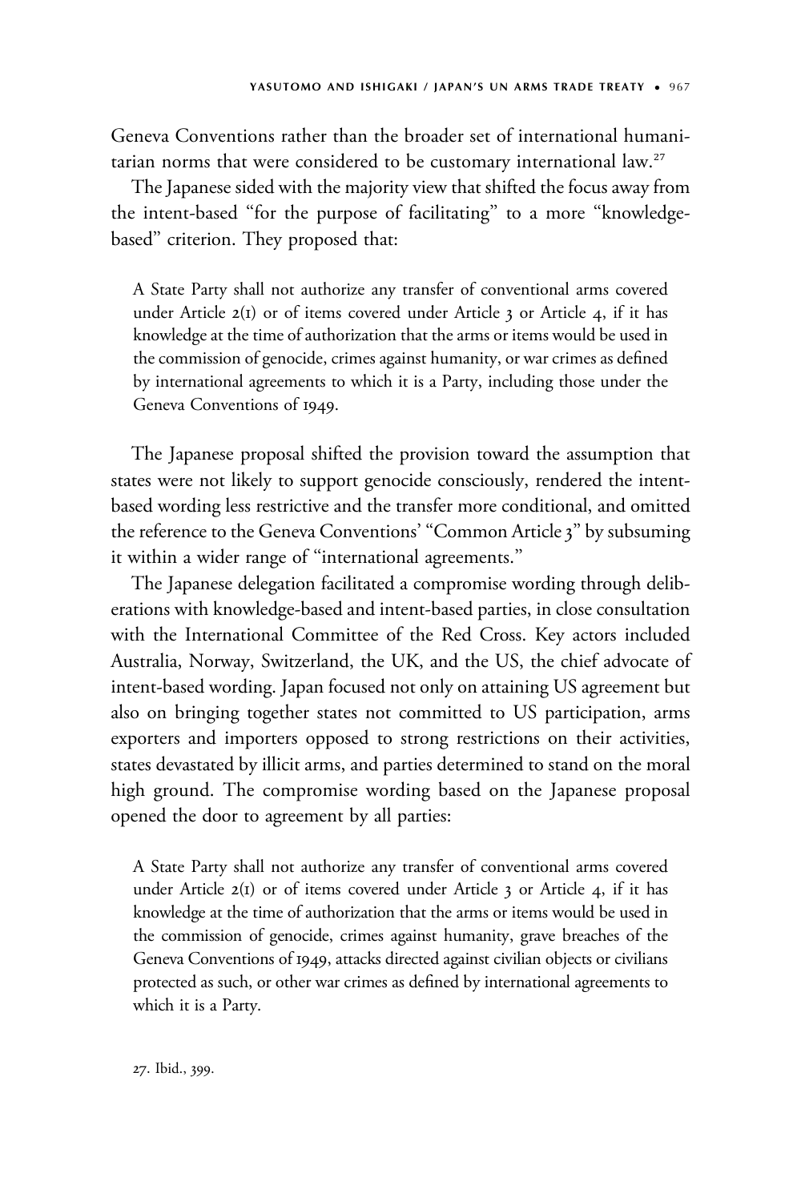Geneva Conventions rather than the broader set of international humanitarian norms that were considered to be customary international law.[27]

The Japanese sided with the majority view that shifted the focus away from the intent-based "for the purpose of facilitating" to a more "knowledge-based" criterion. They proposed that:

> A State Party shall not authorize any transfer of conventional arms covered under Article 2(1) or of items covered under Article 3 or Article 4, if it has knowledge at the time of authorization that the arms or items would be used in the commission of genocide, crimes against humanity, or war crimes as defined by international agreements to which it is a Party, including those under the Geneva Conventions of 1949.

The Japanese proposal shifted the provision toward the assumption that states were not likely to support genocide consciously, rendered the intent-based wording less restrictive and the transfer more conditional, and omitted the reference to the Geneva Conventions' "Common Article 3" by subsuming it within a wider range of "international agreements."

The Japanese delegation facilitated a compromise wording through deliberations with knowledge-based and intent-based parties, in close consultation with the International Committee of the Red Cross. Key actors included Australia, Norway, Switzerland, the UK, and the US, the chief advocate of intent-based wording. Japan focused not only on attaining US agreement but also on bringing together states not committed to US participation, arms exporters and importers opposed to strong restrictions on their activities, states devastated by illicit arms, and parties determined to stand on the moral high ground. The compromise wording based on the Japanese proposal opened the door to agreement by all parties:

> A State Party shall not authorize any transfer of conventional arms covered under Article 2(1) or of items covered under Article 3 or Article 4, if it has knowledge at the time of authorization that the arms or items would be used in the commission of genocide, crimes against humanity, grave breaches of the Geneva Conventions of 1949, attacks directed against civilian objects or civilians protected as such, or other war crimes as defined by international agreements to which it is a Party.

27. Ibid., 399.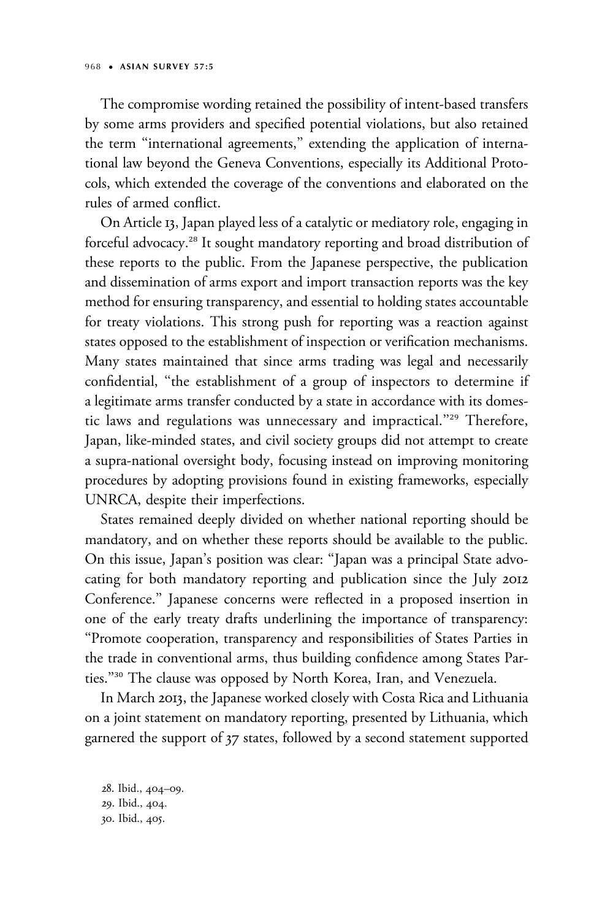The compromise wording retained the possibility of intent-based transfers by some arms providers and specified potential violations, but also retained the term "international agreements," extending the application of international law beyond the Geneva Conventions, especially its Additional Protocols, which extended the coverage of the conventions and elaborated on the rules of armed conflict.

On Article 13, Japan played less of a catalytic or mediatory role, engaging in forceful advocacy.[28] It sought mandatory reporting and broad distribution of these reports to the public. From the Japanese perspective, the publication and dissemination of arms export and import transaction reports was the key method for ensuring transparency, and essential to holding states accountable for treaty violations. This strong push for reporting was a reaction against states opposed to the establishment of inspection or verification mechanisms. Many states maintained that since arms trading was legal and necessarily confidential, "the establishment of a group of inspectors to determine if a legitimate arms transfer conducted by a state in accordance with its domestic laws and regulations was unnecessary and impractical."[29] Therefore, Japan, like-minded states, and civil society groups did not attempt to create a supra-national oversight body, focusing instead on improving monitoring procedures by adopting provisions found in existing frameworks, especially UNRCA, despite their imperfections.

States remained deeply divided on whether national reporting should be mandatory, and on whether these reports should be available to the public. On this issue, Japan's position was clear: "Japan was a principal State advocating for both mandatory reporting and publication since the July 2012 Conference." Japanese concerns were reflected in a proposed insertion in one of the early treaty drafts underlining the importance of transparency: "Promote cooperation, transparency and responsibilities of States Parties in the trade in conventional arms, thus building confidence among States Parties."[30] The clause was opposed by North Korea, Iran, and Venezuela.

In March 2013, the Japanese worked closely with Costa Rica and Lithuania on a joint statement on mandatory reporting, presented by Lithuania, which garnered the support of 37 states, followed by a second statement supported

28. Ibid., 404–09.
29. Ibid., 404.
30. Ibid., 405.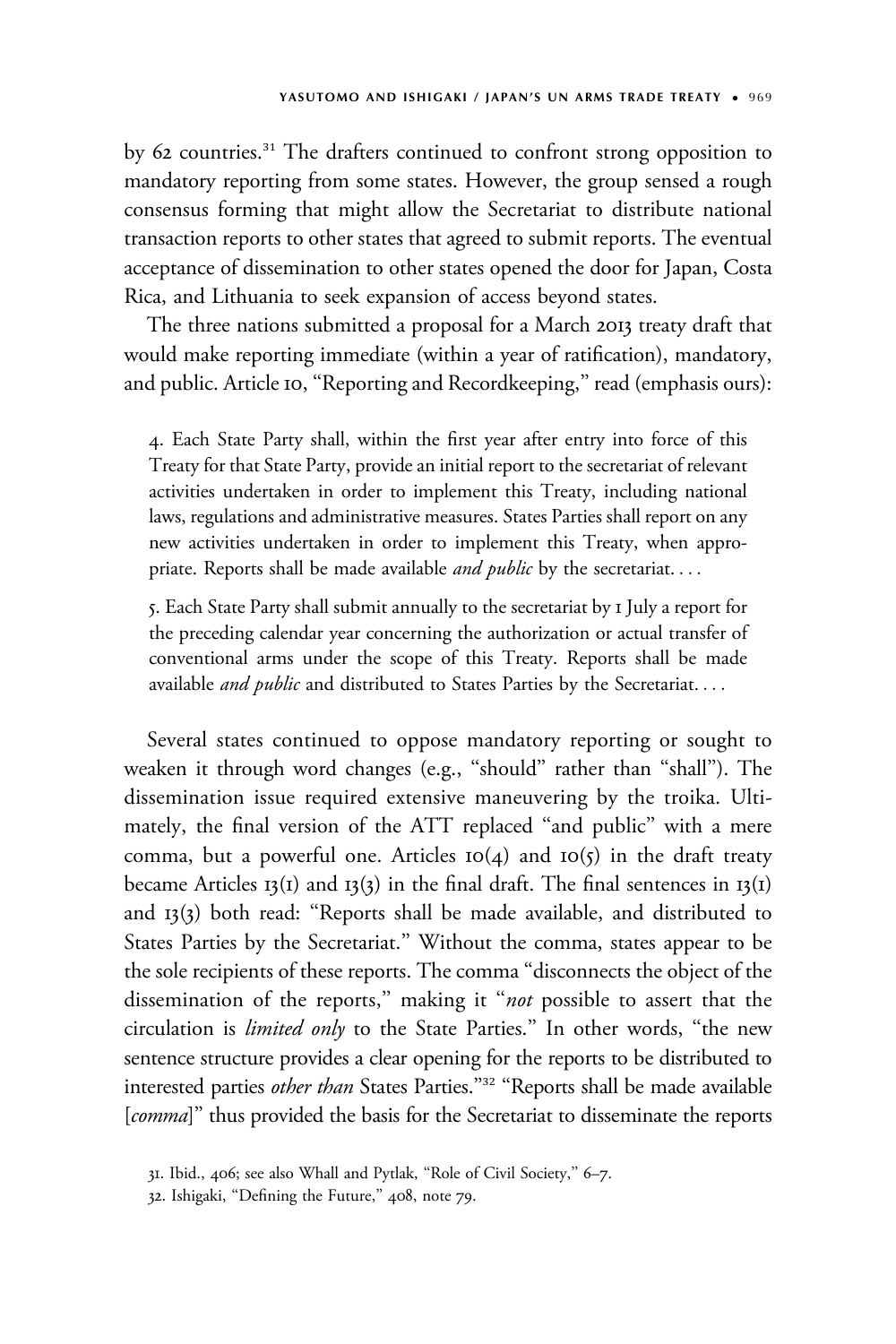by 62 countries.[31] The drafters continued to confront strong opposition to mandatory reporting from some states. However, the group sensed a rough consensus forming that might allow the Secretariat to distribute national transaction reports to other states that agreed to submit reports. The eventual acceptance of dissemination to other states opened the door for Japan, Costa Rica, and Lithuania to seek expansion of access beyond states.

The three nations submitted a proposal for a March 2013 treaty draft that would make reporting immediate (within a year of ratification), mandatory, and public. Article 10, "Reporting and Recordkeeping," read (emphasis ours):

> 4. Each State Party shall, within the first year after entry into force of this Treaty for that State Party, provide an initial report to the secretariat of relevant activities undertaken in order to implement this Treaty, including national laws, regulations and administrative measures. States Parties shall report on any new activities undertaken in order to implement this Treaty, when appropriate. Reports shall be made available *and public* by the secretariat. . . .
>
> 5. Each State Party shall submit annually to the secretariat by 1 July a report for the preceding calendar year concerning the authorization or actual transfer of conventional arms under the scope of this Treaty. Reports shall be made available *and public* and distributed to States Parties by the Secretariat. . . .

Several states continued to oppose mandatory reporting or sought to weaken it through word changes (e.g., "should" rather than "shall"). The dissemination issue required extensive maneuvering by the troika. Ultimately, the final version of the ATT replaced "and public" with a mere comma, but a powerful one. Articles 10(4) and 10(5) in the draft treaty became Articles 13(1) and 13(3) in the final draft. The final sentences in 13(1) and 13(3) both read: "Reports shall be made available, and distributed to States Parties by the Secretariat." Without the comma, states appear to be the sole recipients of these reports. The comma "disconnects the object of the dissemination of the reports," making it "*not* possible to assert that the circulation is *limited only* to the State Parties." In other words, "the new sentence structure provides a clear opening for the reports to be distributed to interested parties *other than* States Parties."[32] "Reports shall be made available [*comma*]" thus provided the basis for the Secretariat to disseminate the reports

31. Ibid., 406; see also Whall and Pytlak, "Role of Civil Society," 6–7.

32. Ishigaki, "Defining the Future," 408, note 79.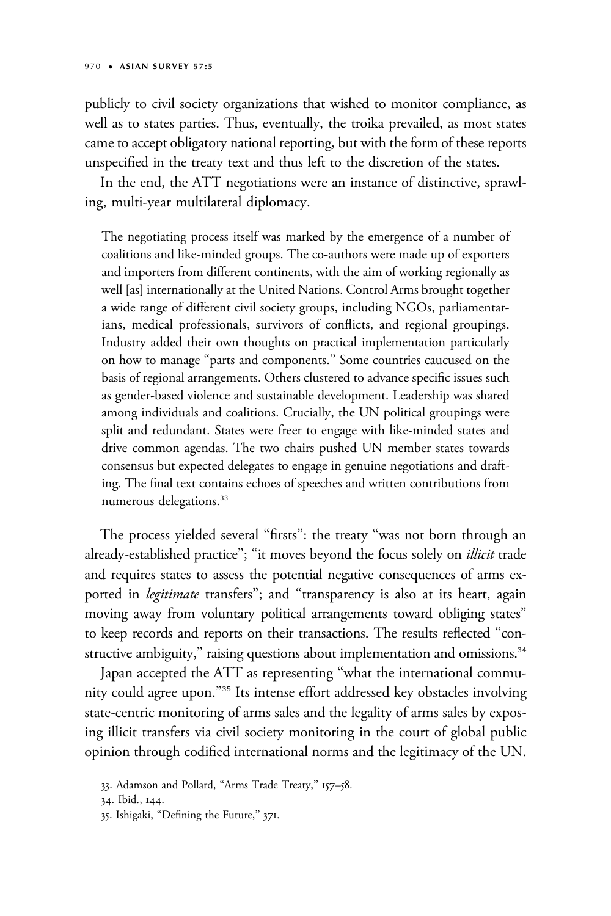publicly to civil society organizations that wished to monitor compliance, as well as to states parties. Thus, eventually, the troika prevailed, as most states came to accept obligatory national reporting, but with the form of these reports unspecified in the treaty text and thus left to the discretion of the states.

In the end, the ATT negotiations were an instance of distinctive, sprawling, multi-year multilateral diplomacy.

> The negotiating process itself was marked by the emergence of a number of coalitions and like-minded groups. The co-authors were made up of exporters and importers from different continents, with the aim of working regionally as well [as] internationally at the United Nations. Control Arms brought together a wide range of different civil society groups, including NGOs, parliamentarians, medical professionals, survivors of conflicts, and regional groupings. Industry added their own thoughts on practical implementation particularly on how to manage "parts and components." Some countries caucused on the basis of regional arrangements. Others clustered to advance specific issues such as gender-based violence and sustainable development. Leadership was shared among individuals and coalitions. Crucially, the UN political groupings were split and redundant. States were freer to engage with like-minded states and drive common agendas. The two chairs pushed UN member states towards consensus but expected delegates to engage in genuine negotiations and drafting. The final text contains echoes of speeches and written contributions from numerous delegations.[33]

The process yielded several "firsts": the treaty "was not born through an already-established practice"; "it moves beyond the focus solely on *illicit* trade and requires states to assess the potential negative consequences of arms exported in *legitimate* transfers"; and "transparency is also at its heart, again moving away from voluntary political arrangements toward obliging states" to keep records and reports on their transactions. The results reflected "constructive ambiguity," raising questions about implementation and omissions.[34]

Japan accepted the ATT as representing "what the international community could agree upon."[35] Its intense effort addressed key obstacles involving state-centric monitoring of arms sales and the legality of arms sales by exposing illicit transfers via civil society monitoring in the court of global public opinion through codified international norms and the legitimacy of the UN.

33. Adamson and Pollard, "Arms Trade Treaty," 157–58.

34. Ibid., 144.

35. Ishigaki, "Defining the Future," 371.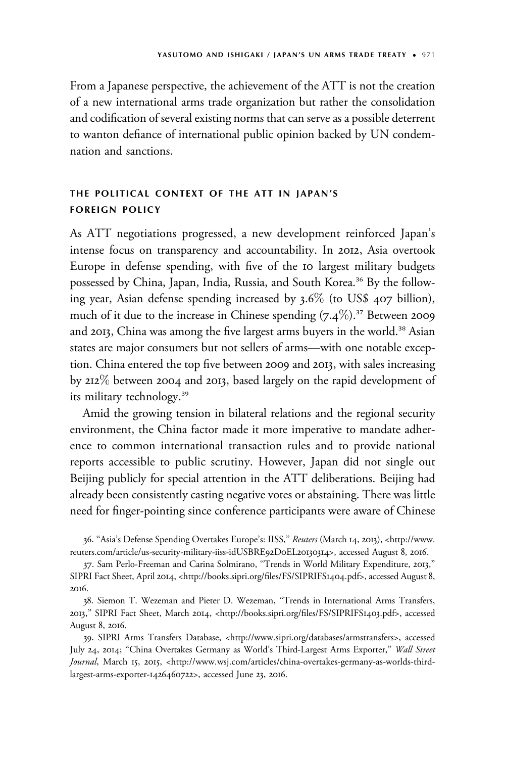From a Japanese perspective, the achievement of the ATT is not the creation of a new international arms trade organization but rather the consolidation and codification of several existing norms that can serve as a possible deterrent to wanton defiance of international public opinion backed by UN condemnation and sanctions.

## THE POLITICAL CONTEXT OF THE ATT IN JAPAN'S FOREIGN POLICY

As ATT negotiations progressed, a new development reinforced Japan's intense focus on transparency and accountability. In 2012, Asia overtook Europe in defense spending, with five of the 10 largest military budgets possessed by China, Japan, India, Russia, and South Korea.[36] By the following year, Asian defense spending increased by 3.6% (to US$ 407 billion), much of it due to the increase in Chinese spending (7.4%).[37] Between 2009 and 2013, China was among the five largest arms buyers in the world.[38] Asian states are major consumers but not sellers of arms—with one notable exception. China entered the top five between 2009 and 2013, with sales increasing by 212% between 2004 and 2013, based largely on the rapid development of its military technology.[39]

Amid the growing tension in bilateral relations and the regional security environment, the China factor made it more imperative to mandate adherence to common international transaction rules and to provide national reports accessible to public scrutiny. However, Japan did not single out Beijing publicly for special attention in the ATT deliberations. Beijing had already been consistently casting negative votes or abstaining. There was little need for finger-pointing since conference participants were aware of Chinese

36. "Asia's Defense Spending Overtakes Europe's: IISS," *Reuters* (March 14, 2013), <http://www.reuters.com/article/us-security-military-iiss-idUSBRE92D0EL20130314>, accessed August 8, 2016.

37. Sam Perlo-Freeman and Carina Solmirano, "Trends in World Military Expenditure, 2013," SIPRI Fact Sheet, April 2014, <http://books.sipri.org/files/FS/SIPRIFS1404.pdf>, accessed August 8, 2016.

38. Siemon T. Wezeman and Pieter D. Wezeman, "Trends in International Arms Transfers, 2013," SIPRI Fact Sheet, March 2014, <http://books.sipri.org/files/FS/SIPRIFS1403.pdf>, accessed August 8, 2016.

39. SIPRI Arms Transfers Database, <http://www.sipri.org/databases/armstransfers>, accessed July 24, 2014; "China Overtakes Germany as World's Third-Largest Arms Exporter," *Wall Street Journal*, March 15, 2015, <http://www.wsj.com/articles/china-overtakes-germany-as-worlds-third-largest-arms-exporter-1426460722>, accessed June 23, 2016.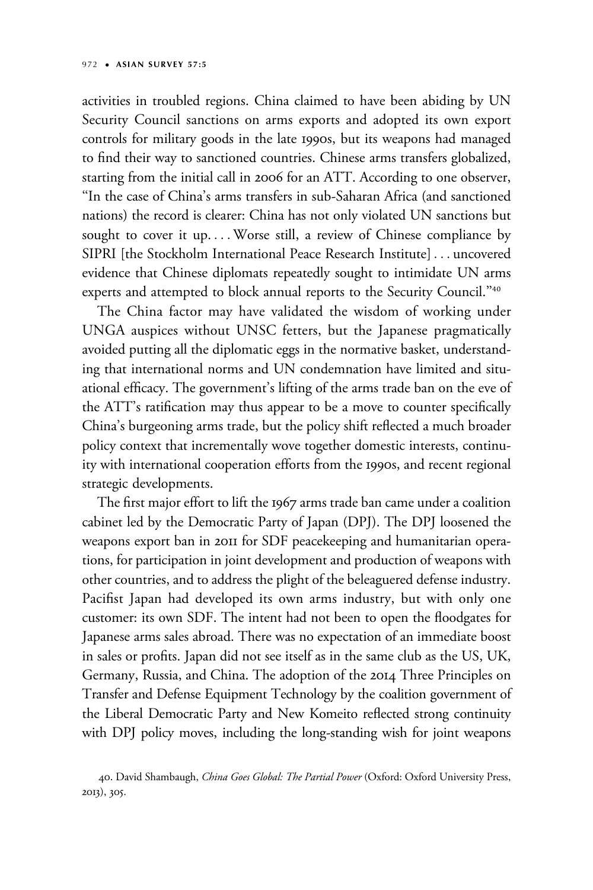activities in troubled regions. China claimed to have been abiding by UN Security Council sanctions on arms exports and adopted its own export controls for military goods in the late 1990s, but its weapons had managed to find their way to sanctioned countries. Chinese arms transfers globalized, starting from the initial call in 2006 for an ATT. According to one observer, "In the case of China's arms transfers in sub-Saharan Africa (and sanctioned nations) the record is clearer: China has not only violated UN sanctions but sought to cover it up. . . . Worse still, a review of Chinese compliance by SIPRI [the Stockholm International Peace Research Institute] . . . uncovered evidence that Chinese diplomats repeatedly sought to intimidate UN arms experts and attempted to block annual reports to the Security Council."[40]

The China factor may have validated the wisdom of working under UNGA auspices without UNSC fetters, but the Japanese pragmatically avoided putting all the diplomatic eggs in the normative basket, understanding that international norms and UN condemnation have limited and situational efficacy. The government's lifting of the arms trade ban on the eve of the ATT's ratification may thus appear to be a move to counter specifically China's burgeoning arms trade, but the policy shift reflected a much broader policy context that incrementally wove together domestic interests, continuity with international cooperation efforts from the 1990s, and recent regional strategic developments.

The first major effort to lift the 1967 arms trade ban came under a coalition cabinet led by the Democratic Party of Japan (DPJ). The DPJ loosened the weapons export ban in 2011 for SDF peacekeeping and humanitarian operations, for participation in joint development and production of weapons with other countries, and to address the plight of the beleaguered defense industry. Pacifist Japan had developed its own arms industry, but with only one customer: its own SDF. The intent had not been to open the floodgates for Japanese arms sales abroad. There was no expectation of an immediate boost in sales or profits. Japan did not see itself as in the same club as the US, UK, Germany, Russia, and China. The adoption of the 2014 Three Principles on Transfer and Defense Equipment Technology by the coalition government of the Liberal Democratic Party and New Komeito reflected strong continuity with DPJ policy moves, including the long-standing wish for joint weapons

40. David Shambaugh, *China Goes Global: The Partial Power* (Oxford: Oxford University Press, 2013), 305.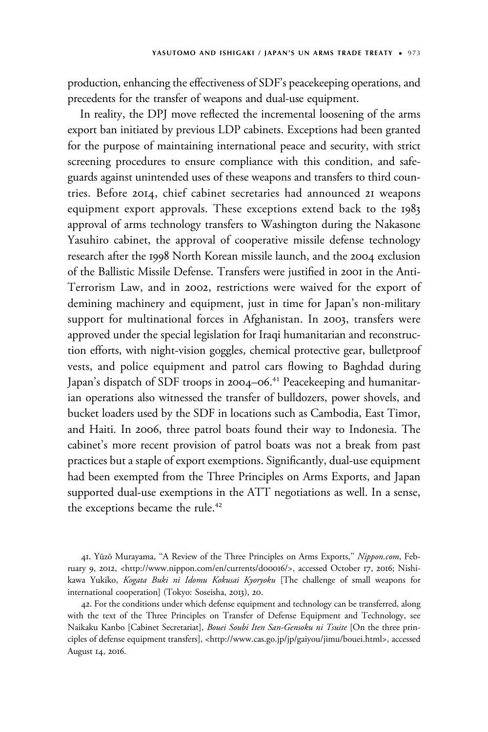production, enhancing the effectiveness of SDF's peacekeeping operations, and precedents for the transfer of weapons and dual-use equipment.

In reality, the DPJ move reflected the incremental loosening of the arms export ban initiated by previous LDP cabinets. Exceptions had been granted for the purpose of maintaining international peace and security, with strict screening procedures to ensure compliance with this condition, and safeguards against unintended uses of these weapons and transfers to third countries. Before 2014, chief cabinet secretaries had announced 21 weapons equipment export approvals. These exceptions extend back to the 1983 approval of arms technology transfers to Washington during the Nakasone Yasuhiro cabinet, the approval of cooperative missile defense technology research after the 1998 North Korean missile launch, and the 2004 exclusion of the Ballistic Missile Defense. Transfers were justified in 2001 in the Anti-Terrorism Law, and in 2002, restrictions were waived for the export of demining machinery and equipment, just in time for Japan's non-military support for multinational forces in Afghanistan. In 2003, transfers were approved under the special legislation for Iraqi humanitarian and reconstruction efforts, with night-vision goggles, chemical protective gear, bulletproof vests, and police equipment and patrol cars flowing to Baghdad during Japan's dispatch of SDF troops in 2004–06.[41] Peacekeeping and humanitarian operations also witnessed the transfer of bulldozers, power shovels, and bucket loaders used by the SDF in locations such as Cambodia, East Timor, and Haiti. In 2006, three patrol boats found their way to Indonesia. The cabinet's more recent provision of patrol boats was not a break from past practices but a staple of export exemptions. Significantly, dual-use equipment had been exempted from the Three Principles on Arms Exports, and Japan supported dual-use exemptions in the ATT negotiations as well. In a sense, the exceptions became the rule.[42]

41. Yūzō Murayama, "A Review of the Three Principles on Arms Exports," *Nippon.com*, February 9, 2012, <http://www.nippon.com/en/currents/d00016/>, accessed October 17, 2016; Nishikawa Yukiko, *Kogata Buki ni Idomu Kokusai Kyoryoku* [The challenge of small weapons for international cooperation] (Tokyo: Soseisha, 2013), 20.

42. For the conditions under which defense equipment and technology can be transferred, along with the text of the Three Principles on Transfer of Defense Equipment and Technology, see Naikaku Kanbo [Cabinet Secretariat], *Bouei Soubi Iten San-Gensoku ni Tsuite* [On the three principles of defense equipment transfers], <http://www.cas.go.jp/jp/gaiyou/jimu/bouei.html>, accessed August 14, 2016.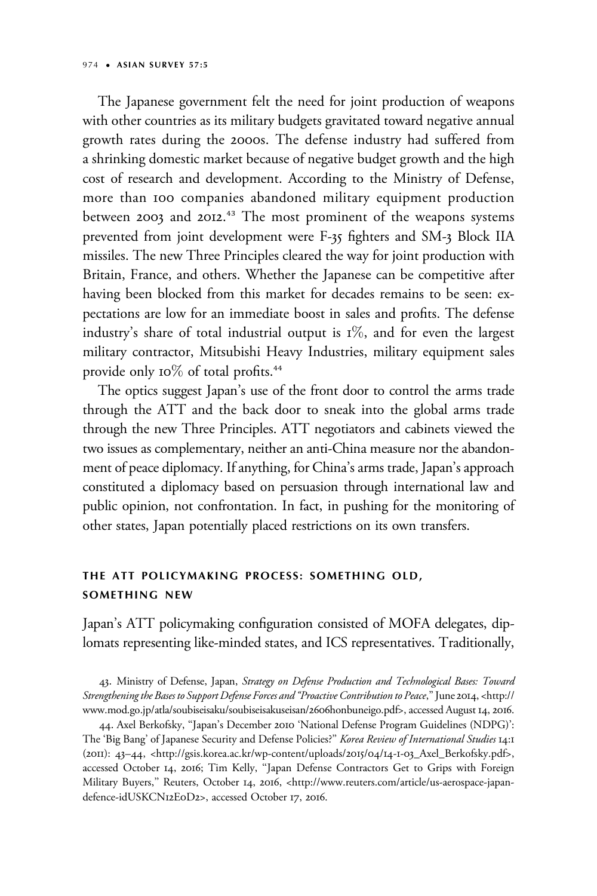The Japanese government felt the need for joint production of weapons with other countries as its military budgets gravitated toward negative annual growth rates during the 2000s. The defense industry had suffered from a shrinking domestic market because of negative budget growth and the high cost of research and development. According to the Ministry of Defense, more than 100 companies abandoned military equipment production between 2003 and 2012.[43] The most prominent of the weapons systems prevented from joint development were F-35 fighters and SM-3 Block IIA missiles. The new Three Principles cleared the way for joint production with Britain, France, and others. Whether the Japanese can be competitive after having been blocked from this market for decades remains to be seen: expectations are low for an immediate boost in sales and profits. The defense industry's share of total industrial output is 1%, and for even the largest military contractor, Mitsubishi Heavy Industries, military equipment sales provide only 10% of total profits.[44]

The optics suggest Japan's use of the front door to control the arms trade through the ATT and the back door to sneak into the global arms trade through the new Three Principles. ATT negotiators and cabinets viewed the two issues as complementary, neither an anti-China measure nor the abandonment of peace diplomacy. If anything, for China's arms trade, Japan's approach constituted a diplomacy based on persuasion through international law and public opinion, not confrontation. In fact, in pushing for the monitoring of other states, Japan potentially placed restrictions on its own transfers.

## THE ATT POLICYMAKING PROCESS: SOMETHING OLD, SOMETHING NEW

Japan's ATT policymaking configuration consisted of MOFA delegates, diplomats representing like-minded states, and ICS representatives. Traditionally,

43. Ministry of Defense, Japan, *Strategy on Defense Production and Technological Bases: Toward Strengthening the Bases to Support Defense Forces and "Proactive Contribution to Peace,"* June 2014, <http://www.mod.go.jp/atla/soubiseisaku/soubiseisakuseisan/2606honbuneigo.pdf>, accessed August 14, 2016.

44. Axel Berkofsky, "Japan's December 2010 'National Defense Program Guidelines (NDPG)': The 'Big Bang' of Japanese Security and Defense Policies?" *Korea Review of International Studies* 14:1 (2011): 43–44, <http://gsis.korea.ac.kr/wp-content/uploads/2015/04/14-1-03_Axel_Berkofsky.pdf>, accessed October 14, 2016; Tim Kelly, "Japan Defense Contractors Get to Grips with Foreign Military Buyers," Reuters, October 14, 2016, <http://www.reuters.com/article/us-aerospace-japan-defence-idUSKCN12E0D2>, accessed October 17, 2016.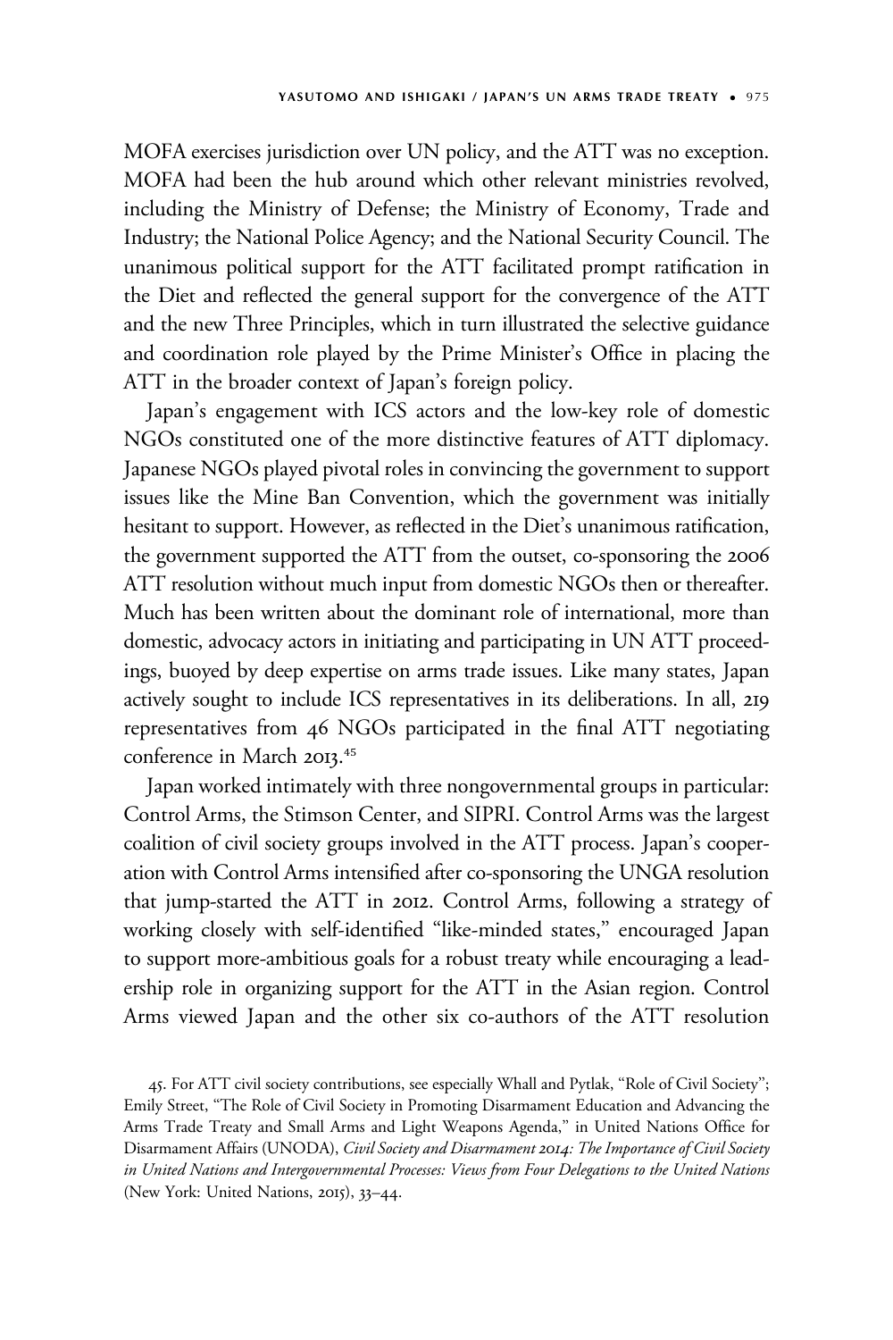MOFA exercises jurisdiction over UN policy, and the ATT was no exception. MOFA had been the hub around which other relevant ministries revolved, including the Ministry of Defense; the Ministry of Economy, Trade and Industry; the National Police Agency; and the National Security Council. The unanimous political support for the ATT facilitated prompt ratification in the Diet and reflected the general support for the convergence of the ATT and the new Three Principles, which in turn illustrated the selective guidance and coordination role played by the Prime Minister's Office in placing the ATT in the broader context of Japan's foreign policy.

Japan's engagement with ICS actors and the low-key role of domestic NGOs constituted one of the more distinctive features of ATT diplomacy. Japanese NGOs played pivotal roles in convincing the government to support issues like the Mine Ban Convention, which the government was initially hesitant to support. However, as reflected in the Diet's unanimous ratification, the government supported the ATT from the outset, co-sponsoring the 2006 ATT resolution without much input from domestic NGOs then or thereafter. Much has been written about the dominant role of international, more than domestic, advocacy actors in initiating and participating in UN ATT proceedings, buoyed by deep expertise on arms trade issues. Like many states, Japan actively sought to include ICS representatives in its deliberations. In all, 219 representatives from 46 NGOs participated in the final ATT negotiating conference in March 2013.[45]

Japan worked intimately with three nongovernmental groups in particular: Control Arms, the Stimson Center, and SIPRI. Control Arms was the largest coalition of civil society groups involved in the ATT process. Japan's cooperation with Control Arms intensified after co-sponsoring the UNGA resolution that jump-started the ATT in 2012. Control Arms, following a strategy of working closely with self-identified "like-minded states," encouraged Japan to support more-ambitious goals for a robust treaty while encouraging a leadership role in organizing support for the ATT in the Asian region. Control Arms viewed Japan and the other six co-authors of the ATT resolution

45. For ATT civil society contributions, see especially Whall and Pytlak, "Role of Civil Society"; Emily Street, "The Role of Civil Society in Promoting Disarmament Education and Advancing the Arms Trade Treaty and Small Arms and Light Weapons Agenda," in United Nations Office for Disarmament Affairs (UNODA), *Civil Society and Disarmament 2014: The Importance of Civil Society in United Nations and Intergovernmental Processes: Views from Four Delegations to the United Nations* (New York: United Nations, 2015), 33–44.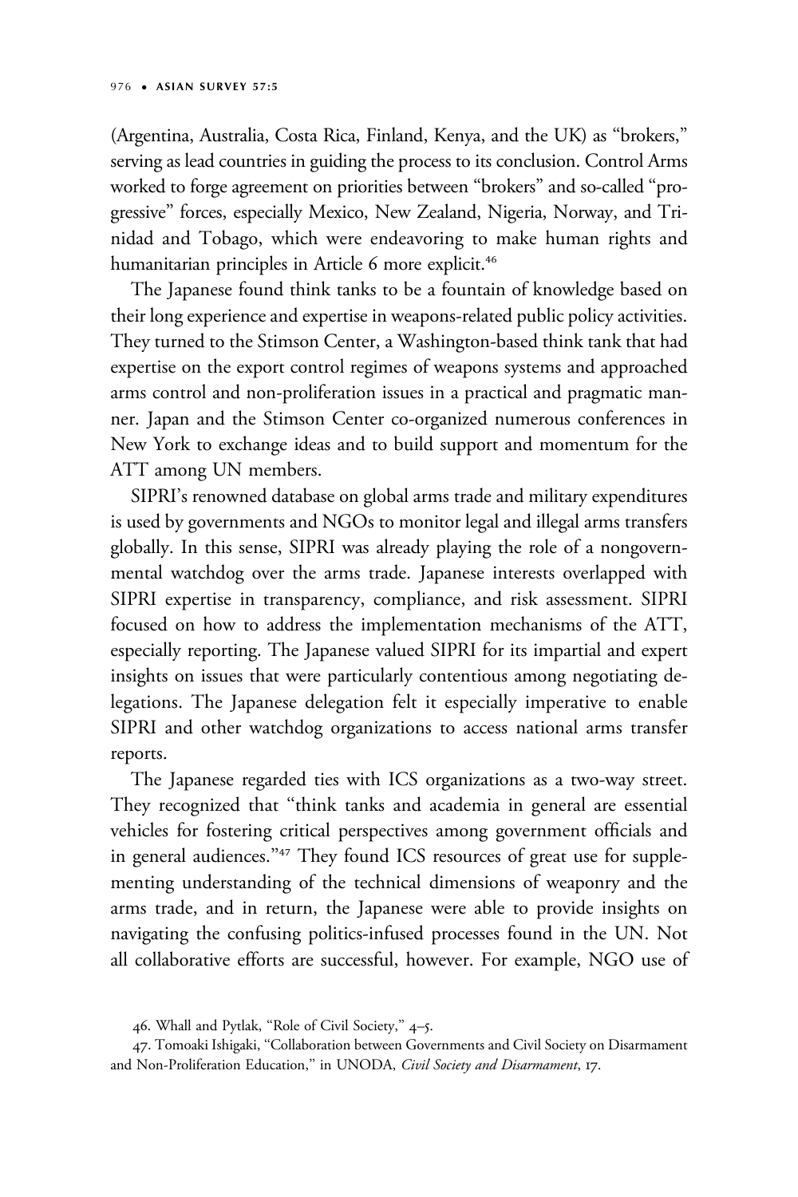(Argentina, Australia, Costa Rica, Finland, Kenya, and the UK) as "brokers," serving as lead countries in guiding the process to its conclusion. Control Arms worked to forge agreement on priorities between "brokers" and so-called "progressive" forces, especially Mexico, New Zealand, Nigeria, Norway, and Trinidad and Tobago, which were endeavoring to make human rights and humanitarian principles in Article 6 more explicit.[46]

The Japanese found think tanks to be a fountain of knowledge based on their long experience and expertise in weapons-related public policy activities. They turned to the Stimson Center, a Washington-based think tank that had expertise on the export control regimes of weapons systems and approached arms control and non-proliferation issues in a practical and pragmatic manner. Japan and the Stimson Center co-organized numerous conferences in New York to exchange ideas and to build support and momentum for the ATT among UN members.

SIPRI's renowned database on global arms trade and military expenditures is used by governments and NGOs to monitor legal and illegal arms transfers globally. In this sense, SIPRI was already playing the role of a nongovernmental watchdog over the arms trade. Japanese interests overlapped with SIPRI expertise in transparency, compliance, and risk assessment. SIPRI focused on how to address the implementation mechanisms of the ATT, especially reporting. The Japanese valued SIPRI for its impartial and expert insights on issues that were particularly contentious among negotiating delegations. The Japanese delegation felt it especially imperative to enable SIPRI and other watchdog organizations to access national arms transfer reports.

The Japanese regarded ties with ICS organizations as a two-way street. They recognized that "think tanks and academia in general are essential vehicles for fostering critical perspectives among government officials and in general audiences."[47] They found ICS resources of great use for supplementing understanding of the technical dimensions of weaponry and the arms trade, and in return, the Japanese were able to provide insights on navigating the confusing politics-infused processes found in the UN. Not all collaborative efforts are successful, however. For example, NGO use of

46. Whall and Pytlak, "Role of Civil Society," 4–5.

47. Tomoaki Ishigaki, "Collaboration between Governments and Civil Society on Disarmament and Non-Proliferation Education," in UNODA, *Civil Society and Disarmament*, 17.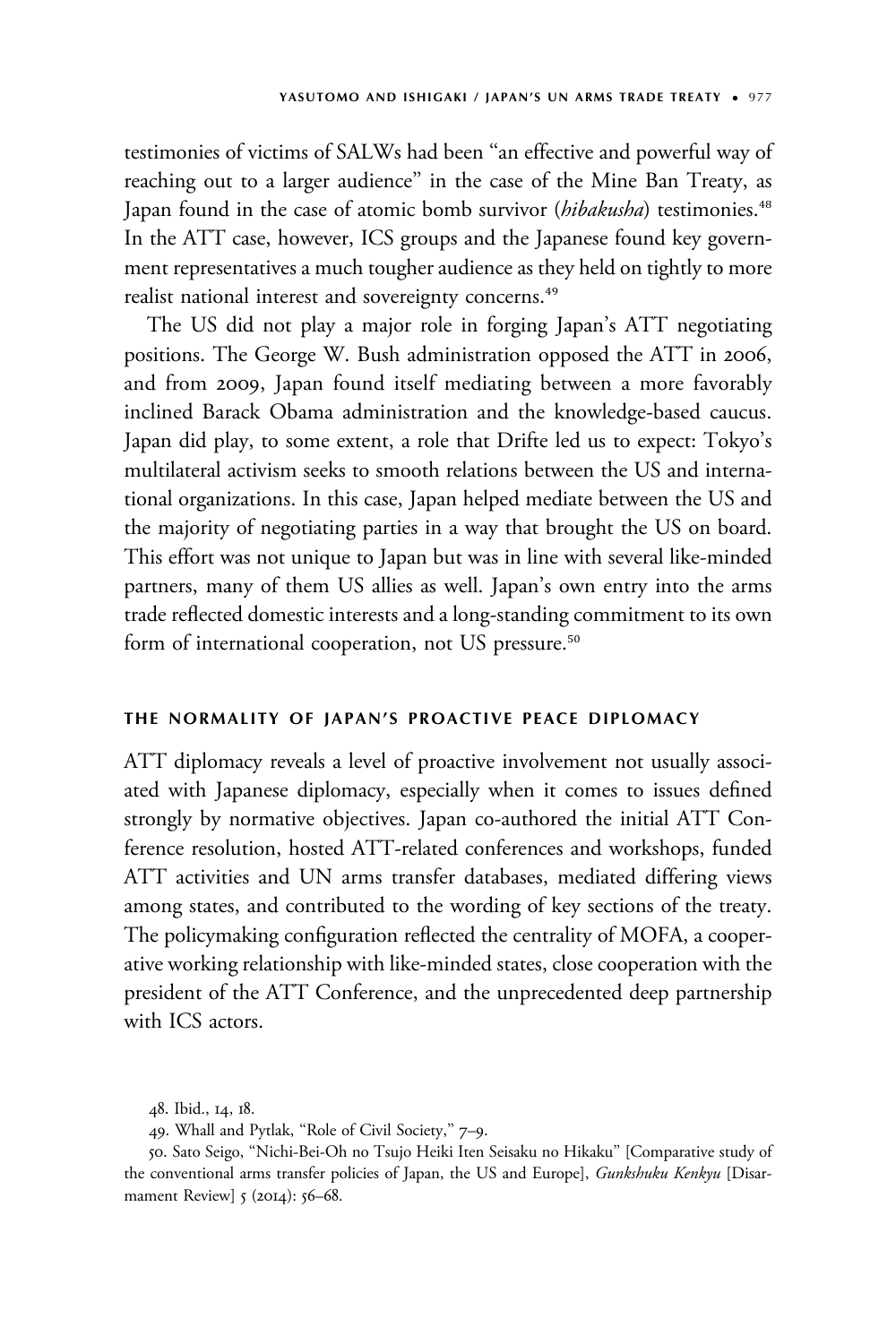testimonies of victims of SALWs had been "an effective and powerful way of reaching out to a larger audience" in the case of the Mine Ban Treaty, as Japan found in the case of atomic bomb survivor (*hibakusha*) testimonies.[48] In the ATT case, however, ICS groups and the Japanese found key government representatives a much tougher audience as they held on tightly to more realist national interest and sovereignty concerns.[49]

The US did not play a major role in forging Japan's ATT negotiating positions. The George W. Bush administration opposed the ATT in 2006, and from 2009, Japan found itself mediating between a more favorably inclined Barack Obama administration and the knowledge-based caucus. Japan did play, to some extent, a role that Drifte led us to expect: Tokyo's multilateral activism seeks to smooth relations between the US and international organizations. In this case, Japan helped mediate between the US and the majority of negotiating parties in a way that brought the US on board. This effort was not unique to Japan but was in line with several like-minded partners, many of them US allies as well. Japan's own entry into the arms trade reflected domestic interests and a long-standing commitment to its own form of international cooperation, not US pressure.[50]

## THE NORMALITY OF JAPAN'S PROACTIVE PEACE DIPLOMACY

ATT diplomacy reveals a level of proactive involvement not usually associated with Japanese diplomacy, especially when it comes to issues defined strongly by normative objectives. Japan co-authored the initial ATT Conference resolution, hosted ATT-related conferences and workshops, funded ATT activities and UN arms transfer databases, mediated differing views among states, and contributed to the wording of key sections of the treaty. The policymaking configuration reflected the centrality of MOFA, a cooperative working relationship with like-minded states, close cooperation with the president of the ATT Conference, and the unprecedented deep partnership with ICS actors.

48. Ibid., 14, 18.

49. Whall and Pytlak, "Role of Civil Society," 7–9.

50. Sato Seigo, "Nichi-Bei-Oh no Tsujo Heiki Iten Seisaku no Hikaku" [Comparative study of the conventional arms transfer policies of Japan, the US and Europe], *Gunkshuku Kenkyu* [Disarmament Review] 5 (2014): 56–68.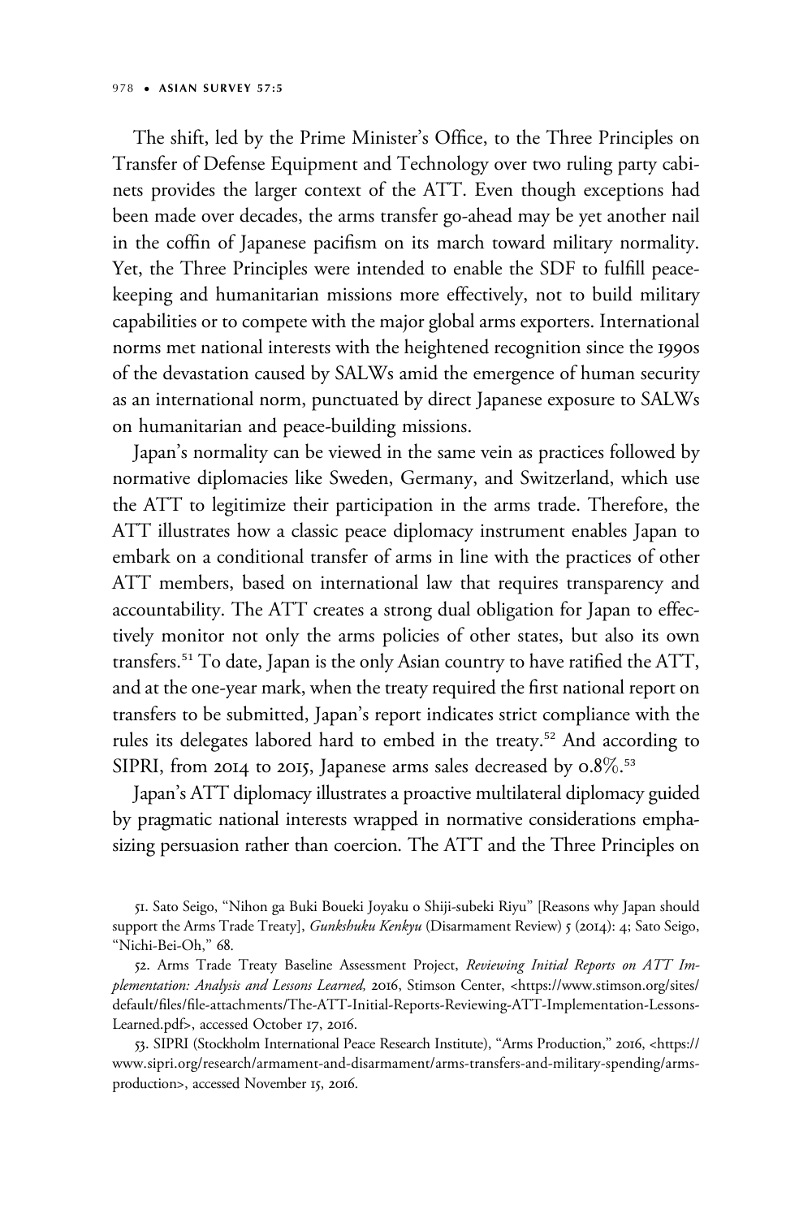The shift, led by the Prime Minister's Office, to the Three Principles on Transfer of Defense Equipment and Technology over two ruling party cabinets provides the larger context of the ATT. Even though exceptions had been made over decades, the arms transfer go-ahead may be yet another nail in the coffin of Japanese pacifism on its march toward military normality. Yet, the Three Principles were intended to enable the SDF to fulfill peacekeeping and humanitarian missions more effectively, not to build military capabilities or to compete with the major global arms exporters. International norms met national interests with the heightened recognition since the 1990s of the devastation caused by SALWs amid the emergence of human security as an international norm, punctuated by direct Japanese exposure to SALWs on humanitarian and peace-building missions.

Japan's normality can be viewed in the same vein as practices followed by normative diplomacies like Sweden, Germany, and Switzerland, which use the ATT to legitimize their participation in the arms trade. Therefore, the ATT illustrates how a classic peace diplomacy instrument enables Japan to embark on a conditional transfer of arms in line with the practices of other ATT members, based on international law that requires transparency and accountability. The ATT creates a strong dual obligation for Japan to effectively monitor not only the arms policies of other states, but also its own transfers.[51] To date, Japan is the only Asian country to have ratified the ATT, and at the one-year mark, when the treaty required the first national report on transfers to be submitted, Japan's report indicates strict compliance with the rules its delegates labored hard to embed in the treaty.[52] And according to SIPRI, from 2014 to 2015, Japanese arms sales decreased by 0.8%.[53]

Japan's ATT diplomacy illustrates a proactive multilateral diplomacy guided by pragmatic national interests wrapped in normative considerations emphasizing persuasion rather than coercion. The ATT and the Three Principles on

51. Sato Seigo, "Nihon ga Buki Boueki Joyaku o Shiji-subeki Riyu" [Reasons why Japan should support the Arms Trade Treaty], *Gunkshuku Kenkyu* (Disarmament Review) 5 (2014): 4; Sato Seigo, "Nichi-Bei-Oh," 68.

52. Arms Trade Treaty Baseline Assessment Project, *Reviewing Initial Reports on ATT Implementation: Analysis and Lessons Learned,* 2016, Stimson Center, <https://www.stimson.org/sites/default/files/file-attachments/The-ATT-Initial-Reports-Reviewing-ATT-Implementation-Lessons-Learned.pdf>, accessed October 17, 2016.

53. SIPRI (Stockholm International Peace Research Institute), "Arms Production," 2016, <https://www.sipri.org/research/armament-and-disarmament/arms-transfers-and-military-spending/arms-production>, accessed November 15, 2016.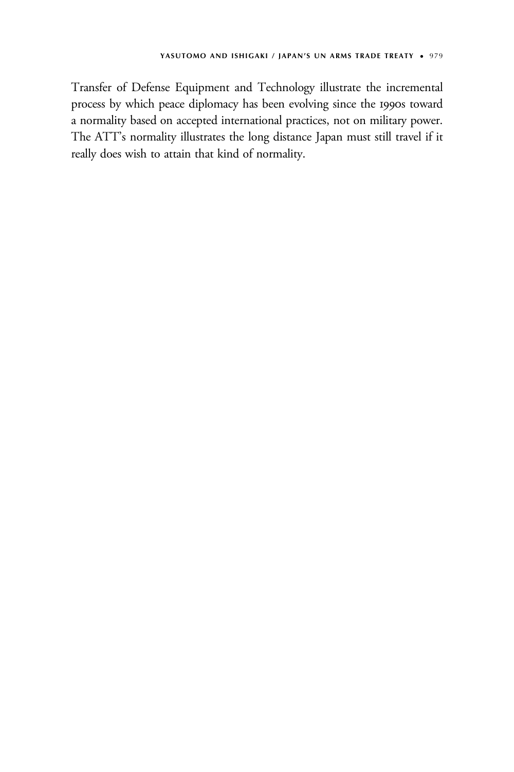Transfer of Defense Equipment and Technology illustrate the incremental process by which peace diplomacy has been evolving since the 1990s toward a normality based on accepted international practices, not on military power. The ATT's normality illustrates the long distance Japan must still travel if it really does wish to attain that kind of normality.